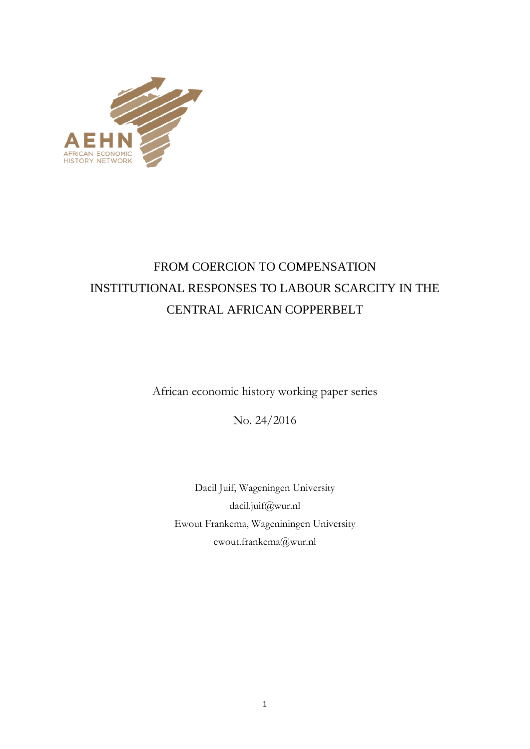AEHN

AFRICAN ECONOMIC HISTORY NETWORK

# FROM COERCION TO COMPENSATION
# INSTITUTIONAL RESPONSES TO LABOUR SCARCITY IN THE CENTRAL AFRICAN COPPERBELT

African economic history working paper series

No. 24/2016

Dacil Juif, Wageningen University

dacil.juif@wur.nl

Ewout Frankema, Wageniningen University

ewout.frankema@wur.nl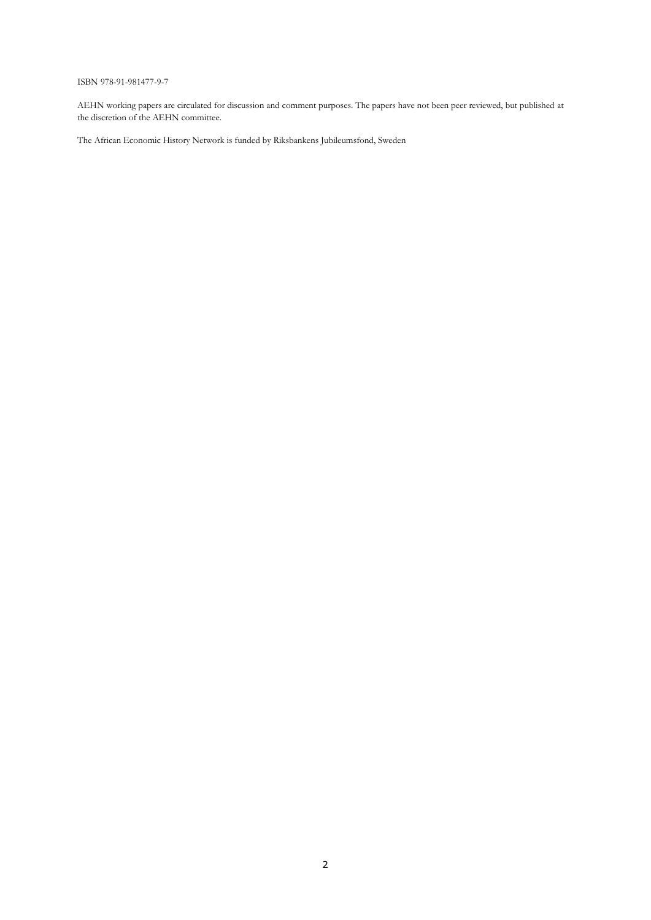ISBN 978-91-981477-9-7

AEHN working papers are circulated for discussion and comment purposes. The papers have not been peer reviewed, but published at the discretion of the AEHN committee.

The African Economic History Network is funded by Riksbankens Jubileumsfond, Sweden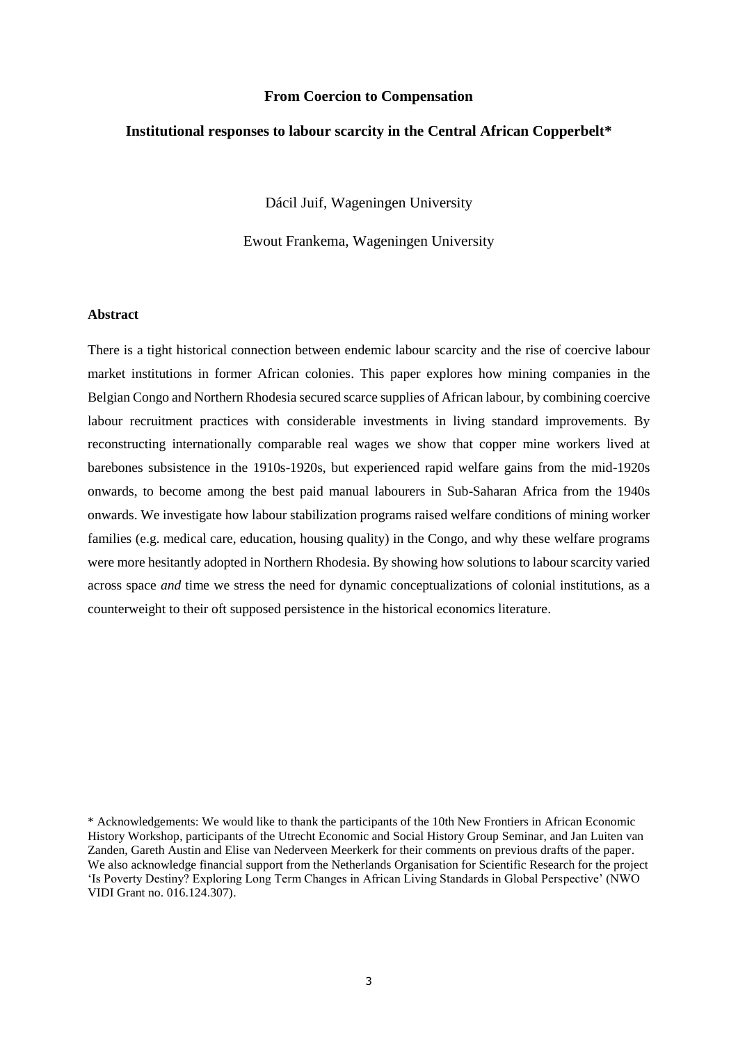**From Coercion to Compensation**

**Institutional responses to labour scarcity in the Central African Copperbelt***

Dácil Juif, Wageningen University

Ewout Frankema, Wageningen University

**Abstract**

There is a tight historical connection between endemic labour scarcity and the rise of coercive labour market institutions in former African colonies. This paper explores how mining companies in the Belgian Congo and Northern Rhodesia secured scarce supplies of African labour, by combining coercive labour recruitment practices with considerable investments in living standard improvements. By reconstructing internationally comparable real wages we show that copper mine workers lived at barebones subsistence in the 1910s-1920s, but experienced rapid welfare gains from the mid-1920s onwards, to become among the best paid manual labourers in Sub-Saharan Africa from the 1940s onwards. We investigate how labour stabilization programs raised welfare conditions of mining worker families (e.g. medical care, education, housing quality) in the Congo, and why these welfare programs were more hesitantly adopted in Northern Rhodesia. By showing how solutions to labour scarcity varied across space *and* time we stress the need for dynamic conceptualizations of colonial institutions, as a counterweight to their oft supposed persistence in the historical economics literature.

\* Acknowledgements: We would like to thank the participants of the 10th New Frontiers in African Economic History Workshop, participants of the Utrecht Economic and Social History Group Seminar, and Jan Luiten van Zanden, Gareth Austin and Elise van Nederveen Meerkerk for their comments on previous drafts of the paper. We also acknowledge financial support from the Netherlands Organisation for Scientific Research for the project 'Is Poverty Destiny? Exploring Long Term Changes in African Living Standards in Global Perspective' (NWO VIDI Grant no. 016.124.307).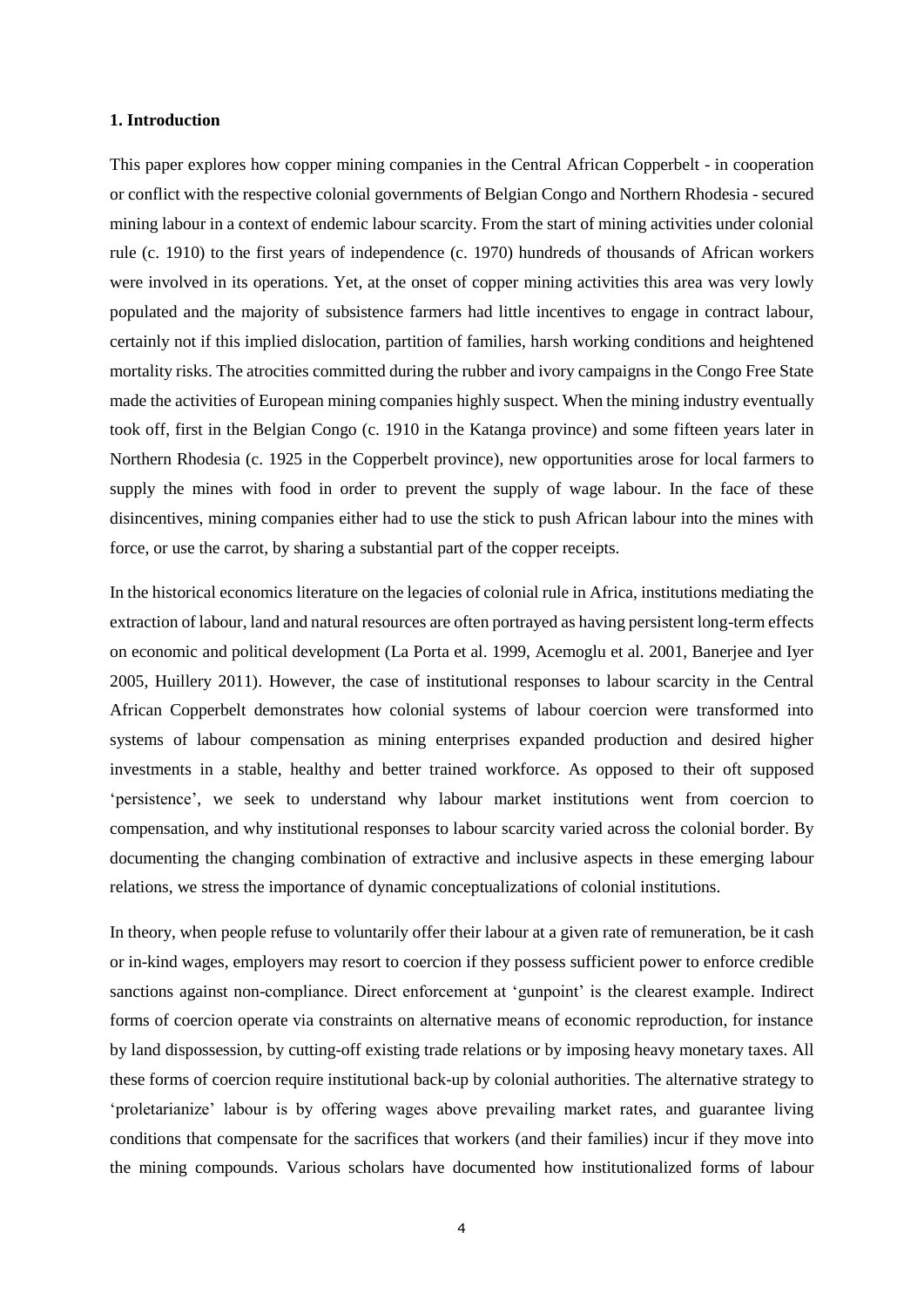# 1. Introduction

This paper explores how copper mining companies in the Central African Copperbelt - in cooperation or conflict with the respective colonial governments of Belgian Congo and Northern Rhodesia - secured mining labour in a context of endemic labour scarcity. From the start of mining activities under colonial rule (c. 1910) to the first years of independence (c. 1970) hundreds of thousands of African workers were involved in its operations. Yet, at the onset of copper mining activities this area was very lowly populated and the majority of subsistence farmers had little incentives to engage in contract labour, certainly not if this implied dislocation, partition of families, harsh working conditions and heightened mortality risks. The atrocities committed during the rubber and ivory campaigns in the Congo Free State made the activities of European mining companies highly suspect. When the mining industry eventually took off, first in the Belgian Congo (c. 1910 in the Katanga province) and some fifteen years later in Northern Rhodesia (c. 1925 in the Copperbelt province), new opportunities arose for local farmers to supply the mines with food in order to prevent the supply of wage labour. In the face of these disincentives, mining companies either had to use the stick to push African labour into the mines with force, or use the carrot, by sharing a substantial part of the copper receipts.

In the historical economics literature on the legacies of colonial rule in Africa, institutions mediating the extraction of labour, land and natural resources are often portrayed as having persistent long-term effects on economic and political development (La Porta et al. 1999, Acemoglu et al. 2001, Banerjee and Iyer 2005, Huillery 2011). However, the case of institutional responses to labour scarcity in the Central African Copperbelt demonstrates how colonial systems of labour coercion were transformed into systems of labour compensation as mining enterprises expanded production and desired higher investments in a stable, healthy and better trained workforce. As opposed to their oft supposed 'persistence', we seek to understand why labour market institutions went from coercion to compensation, and why institutional responses to labour scarcity varied across the colonial border. By documenting the changing combination of extractive and inclusive aspects in these emerging labour relations, we stress the importance of dynamic conceptualizations of colonial institutions.

In theory, when people refuse to voluntarily offer their labour at a given rate of remuneration, be it cash or in-kind wages, employers may resort to coercion if they possess sufficient power to enforce credible sanctions against non-compliance. Direct enforcement at 'gunpoint' is the clearest example. Indirect forms of coercion operate via constraints on alternative means of economic reproduction, for instance by land dispossession, by cutting-off existing trade relations or by imposing heavy monetary taxes. All these forms of coercion require institutional back-up by colonial authorities. The alternative strategy to 'proletarianize' labour is by offering wages above prevailing market rates, and guarantee living conditions that compensate for the sacrifices that workers (and their families) incur if they move into the mining compounds. Various scholars have documented how institutionalized forms of labour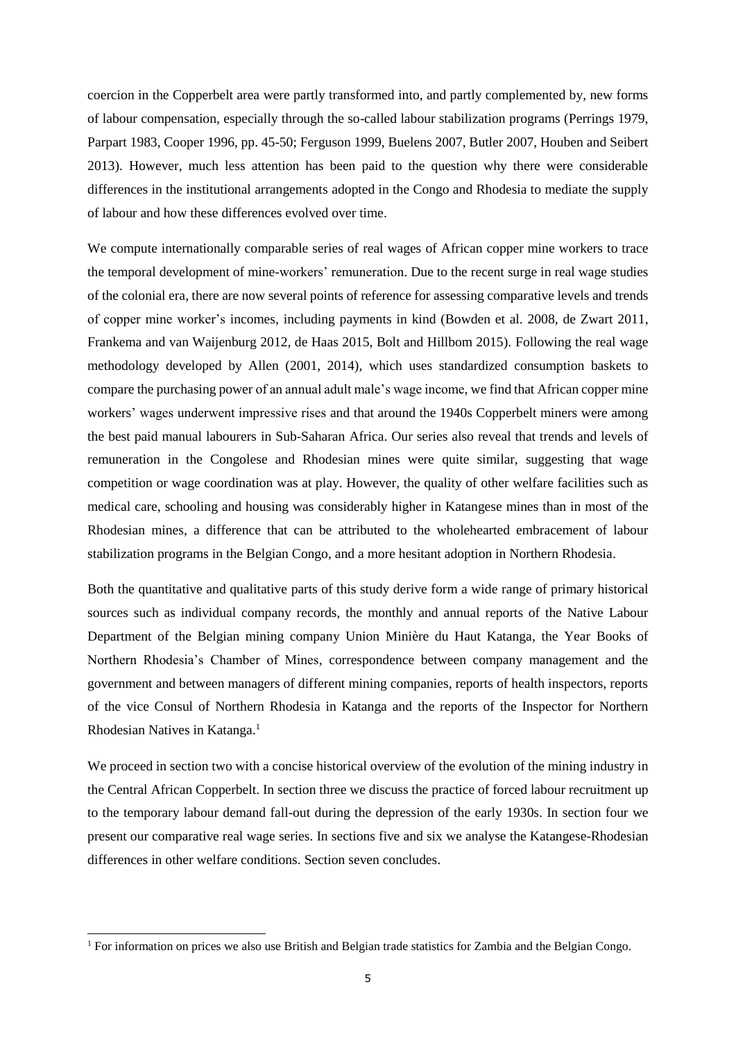coercion in the Copperbelt area were partly transformed into, and partly complemented by, new forms of labour compensation, especially through the so-called labour stabilization programs (Perrings 1979, Parpart 1983, Cooper 1996, pp. 45-50; Ferguson 1999, Buelens 2007, Butler 2007, Houben and Seibert 2013). However, much less attention has been paid to the question why there were considerable differences in the institutional arrangements adopted in the Congo and Rhodesia to mediate the supply of labour and how these differences evolved over time.

We compute internationally comparable series of real wages of African copper mine workers to trace the temporal development of mine-workers' remuneration. Due to the recent surge in real wage studies of the colonial era, there are now several points of reference for assessing comparative levels and trends of copper mine worker's incomes, including payments in kind (Bowden et al. 2008, de Zwart 2011, Frankema and van Waijenburg 2012, de Haas 2015, Bolt and Hillbom 2015). Following the real wage methodology developed by Allen (2001, 2014), which uses standardized consumption baskets to compare the purchasing power of an annual adult male's wage income, we find that African copper mine workers' wages underwent impressive rises and that around the 1940s Copperbelt miners were among the best paid manual labourers in Sub-Saharan Africa. Our series also reveal that trends and levels of remuneration in the Congolese and Rhodesian mines were quite similar, suggesting that wage competition or wage coordination was at play. However, the quality of other welfare facilities such as medical care, schooling and housing was considerably higher in Katangese mines than in most of the Rhodesian mines, a difference that can be attributed to the wholehearted embracement of labour stabilization programs in the Belgian Congo, and a more hesitant adoption in Northern Rhodesia.

Both the quantitative and qualitative parts of this study derive form a wide range of primary historical sources such as individual company records, the monthly and annual reports of the Native Labour Department of the Belgian mining company Union Minière du Haut Katanga, the Year Books of Northern Rhodesia's Chamber of Mines, correspondence between company management and the government and between managers of different mining companies, reports of health inspectors, reports of the vice Consul of Northern Rhodesia in Katanga and the reports of the Inspector for Northern Rhodesian Natives in Katanga.[1]

We proceed in section two with a concise historical overview of the evolution of the mining industry in the Central African Copperbelt. In section three we discuss the practice of forced labour recruitment up to the temporary labour demand fall-out during the depression of the early 1930s. In section four we present our comparative real wage series. In sections five and six we analyse the Katangese-Rhodesian differences in other welfare conditions. Section seven concludes.

[1] For information on prices we also use British and Belgian trade statistics for Zambia and the Belgian Congo.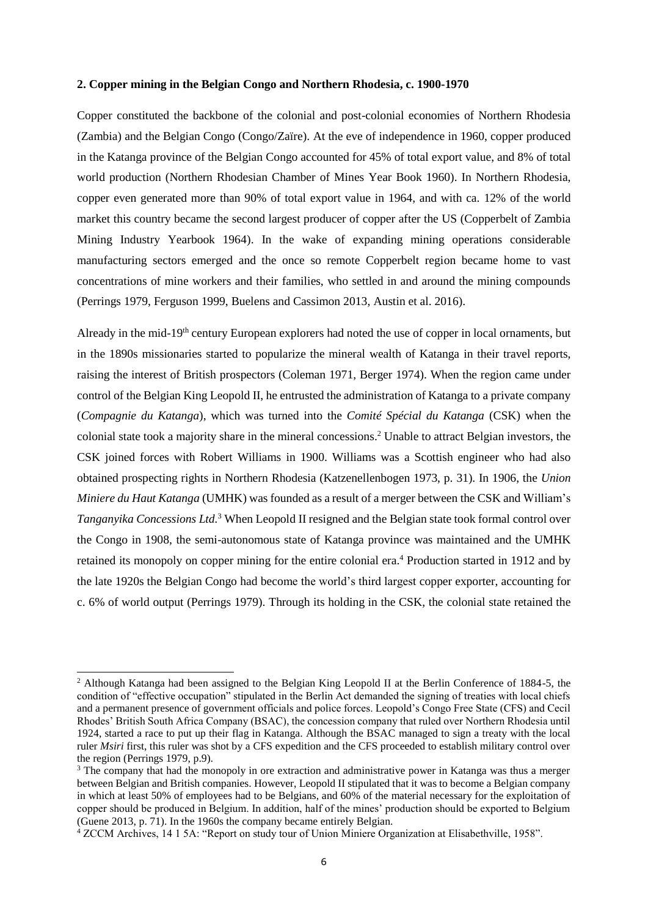**2. Copper mining in the Belgian Congo and Northern Rhodesia, c. 1900-1970**

Copper constituted the backbone of the colonial and post-colonial economies of Northern Rhodesia (Zambia) and the Belgian Congo (Congo/Zaïre). At the eve of independence in 1960, copper produced in the Katanga province of the Belgian Congo accounted for 45% of total export value, and 8% of total world production (Northern Rhodesian Chamber of Mines Year Book 1960). In Northern Rhodesia, copper even generated more than 90% of total export value in 1964, and with ca. 12% of the world market this country became the second largest producer of copper after the US (Copperbelt of Zambia Mining Industry Yearbook 1964). In the wake of expanding mining operations considerable manufacturing sectors emerged and the once so remote Copperbelt region became home to vast concentrations of mine workers and their families, who settled in and around the mining compounds (Perrings 1979, Ferguson 1999, Buelens and Cassimon 2013, Austin et al. 2016).

Already in the mid-19th century European explorers had noted the use of copper in local ornaments, but in the 1890s missionaries started to popularize the mineral wealth of Katanga in their travel reports, raising the interest of British prospectors (Coleman 1971, Berger 1974). When the region came under control of the Belgian King Leopold II, he entrusted the administration of Katanga to a private company (*Compagnie du Katanga*), which was turned into the *Comité Spécial du Katanga* (CSK) when the colonial state took a majority share in the mineral concessions.[2] Unable to attract Belgian investors, the CSK joined forces with Robert Williams in 1900. Williams was a Scottish engineer who had also obtained prospecting rights in Northern Rhodesia (Katzenellenbogen 1973, p. 31). In 1906, the *Union Miniere du Haut Katanga* (UMHK) was founded as a result of a merger between the CSK and William's *Tanganyika Concessions Ltd*.[3] When Leopold II resigned and the Belgian state took formal control over the Congo in 1908, the semi-autonomous state of Katanga province was maintained and the UMHK retained its monopoly on copper mining for the entire colonial era.[4] Production started in 1912 and by the late 1920s the Belgian Congo had become the world's third largest copper exporter, accounting for c. 6% of world output (Perrings 1979). Through its holding in the CSK, the colonial state retained the

---

[2] Although Katanga had been assigned to the Belgian King Leopold II at the Berlin Conference of 1884-5, the condition of "effective occupation" stipulated in the Berlin Act demanded the signing of treaties with local chiefs and a permanent presence of government officials and police forces. Leopold's Congo Free State (CFS) and Cecil Rhodes' British South Africa Company (BSAC), the concession company that ruled over Northern Rhodesia until 1924, started a race to put up their flag in Katanga. Although the BSAC managed to sign a treaty with the local ruler *Msiri* first, this ruler was shot by a CFS expedition and the CFS proceeded to establish military control over the region (Perrings 1979, p.9).

[3] The company that had the monopoly in ore extraction and administrative power in Katanga was thus a merger between Belgian and British companies. However, Leopold II stipulated that it was to become a Belgian company in which at least 50% of employees had to be Belgians, and 60% of the material necessary for the exploitation of copper should be produced in Belgium. In addition, half of the mines' production should be exported to Belgium (Guene 2013, p. 71). In the 1960s the company became entirely Belgian.

[4] ZCCM Archives, 14 1 5A: "Report on study tour of Union Miniere Organization at Elisabethville, 1958".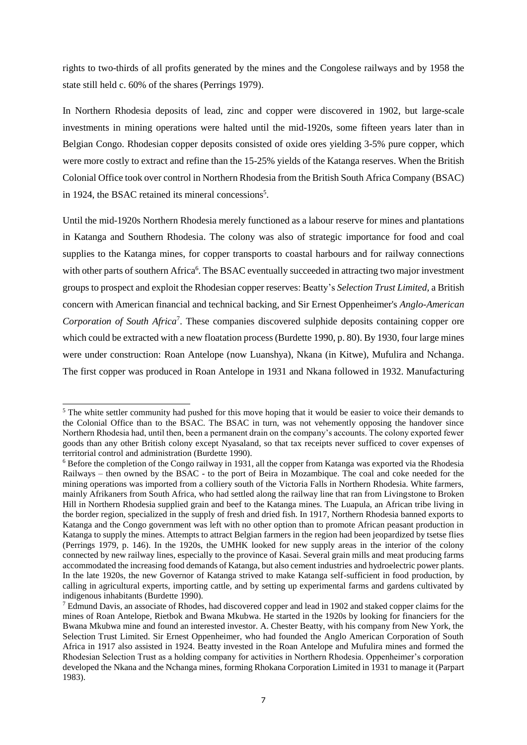rights to two-thirds of all profits generated by the mines and the Congolese railways and by 1958 the state still held c. 60% of the shares (Perrings 1979).

In Northern Rhodesia deposits of lead, zinc and copper were discovered in 1902, but large-scale investments in mining operations were halted until the mid-1920s, some fifteen years later than in Belgian Congo. Rhodesian copper deposits consisted of oxide ores yielding 3-5% pure copper, which were more costly to extract and refine than the 15-25% yields of the Katanga reserves. When the British Colonial Office took over control in Northern Rhodesia from the British South Africa Company (BSAC) in 1924, the BSAC retained its mineral concessions[5].

Until the mid-1920s Northern Rhodesia merely functioned as a labour reserve for mines and plantations in Katanga and Southern Rhodesia. The colony was also of strategic importance for food and coal supplies to the Katanga mines, for copper transports to coastal harbours and for railway connections with other parts of southern Africa[6]. The BSAC eventually succeeded in attracting two major investment groups to prospect and exploit the Rhodesian copper reserves: Beatty's *Selection Trust Limited,* a British concern with American financial and technical backing, and Sir Ernest Oppenheimer's *Anglo-American Corporation of South Africa*[7]. These companies discovered sulphide deposits containing copper ore which could be extracted with a new floatation process (Burdette 1990, p. 80). By 1930, four large mines were under construction: Roan Antelope (now Luanshya), Nkana (in Kitwe), Mufulira and Nchanga. The first copper was produced in Roan Antelope in 1931 and Nkana followed in 1932. Manufacturing

---

[5] The white settler community had pushed for this move hoping that it would be easier to voice their demands to the Colonial Office than to the BSAC. The BSAC in turn, was not vehemently opposing the handover since Northern Rhodesia had, until then, been a permanent drain on the company's accounts. The colony exported fewer goods than any other British colony except Nyasaland, so that tax receipts never sufficed to cover expenses of territorial control and administration (Burdette 1990).

[6] Before the completion of the Congo railway in 1931, all the copper from Katanga was exported via the Rhodesia Railways – then owned by the BSAC - to the port of Beira in Mozambique. The coal and coke needed for the mining operations was imported from a colliery south of the Victoria Falls in Northern Rhodesia. White farmers, mainly Afrikaners from South Africa, who had settled along the railway line that ran from Livingstone to Broken Hill in Northern Rhodesia supplied grain and beef to the Katanga mines. The Luapula, an African tribe living in the border region, specialized in the supply of fresh and dried fish. In 1917, Northern Rhodesia banned exports to Katanga and the Congo government was left with no other option than to promote African peasant production in Katanga to supply the mines. Attempts to attract Belgian farmers in the region had been jeopardized by tsetse flies (Perrings 1979, p. 146). In the 1920s, the UMHK looked for new supply areas in the interior of the colony connected by new railway lines, especially to the province of Kasai. Several grain mills and meat producing farms accommodated the increasing food demands of Katanga, but also cement industries and hydroelectric power plants. In the late 1920s, the new Governor of Katanga strived to make Katanga self-sufficient in food production, by calling in agricultural experts, importing cattle, and by setting up experimental farms and gardens cultivated by indigenous inhabitants (Burdette 1990).

[7] Edmund Davis, an associate of Rhodes, had discovered copper and lead in 1902 and staked copper claims for the mines of Roan Antelope, Rietbok and Bwana Mkubwa. He started in the 1920s by looking for financiers for the Bwana Mkubwa mine and found an interested investor. A. Chester Beatty, with his company from New York, the Selection Trust Limited. Sir Ernest Oppenheimer, who had founded the Anglo American Corporation of South Africa in 1917 also assisted in 1924. Beatty invested in the Roan Antelope and Mufulira mines and formed the Rhodesian Selection Trust as a holding company for activities in Northern Rhodesia. Oppenheimer's corporation developed the Nkana and the Nchanga mines, forming Rhokana Corporation Limited in 1931 to manage it (Parpart 1983).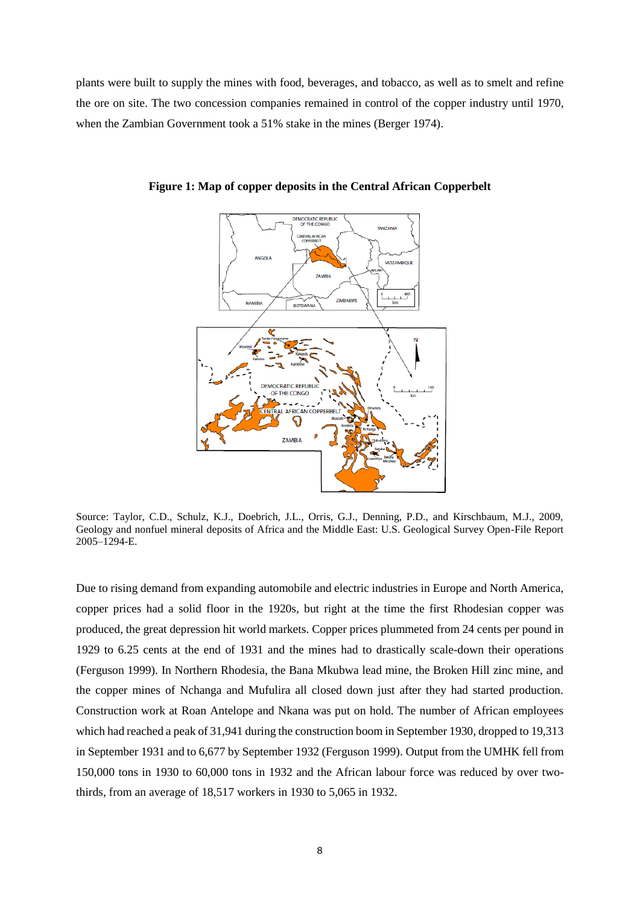plants were built to supply the mines with food, beverages, and tobacco, as well as to smelt and refine the ore on site. The two concession companies remained in control of the copper industry until 1970, when the Zambian Government took a 51% stake in the mines (Berger 1974).

**Figure 1: Map of copper deposits in the Central African Copperbelt**

Source: Taylor, C.D., Schulz, K.J., Doebrich, J.L., Orris, G.J., Denning, P.D., and Kirschbaum, M.J., 2009, Geology and nonfuel mineral deposits of Africa and the Middle East: U.S. Geological Survey Open-File Report 2005–1294-E.

Due to rising demand from expanding automobile and electric industries in Europe and North America, copper prices had a solid floor in the 1920s, but right at the time the first Rhodesian copper was produced, the great depression hit world markets. Copper prices plummeted from 24 cents per pound in 1929 to 6.25 cents at the end of 1931 and the mines had to drastically scale-down their operations (Ferguson 1999). In Northern Rhodesia, the Bana Mkubwa lead mine, the Broken Hill zinc mine, and the copper mines of Nchanga and Mufulira all closed down just after they had started production. Construction work at Roan Antelope and Nkana was put on hold. The number of African employees which had reached a peak of 31,941 during the construction boom in September 1930, dropped to 19,313 in September 1931 and to 6,677 by September 1932 (Ferguson 1999). Output from the UMHK fell from 150,000 tons in 1930 to 60,000 tons in 1932 and the African labour force was reduced by over two-thirds, from an average of 18,517 workers in 1930 to 5,065 in 1932.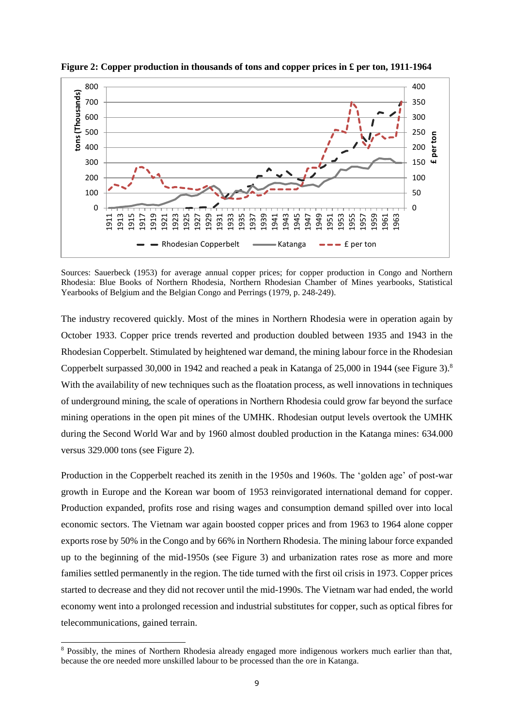**Figure 2: Copper production in thousands of tons and copper prices in £ per ton, 1911-1964**

Sources: Sauerbeck (1953) for average annual copper prices; for copper production in Congo and Northern Rhodesia: Blue Books of Northern Rhodesia, Northern Rhodesian Chamber of Mines yearbooks, Statistical Yearbooks of Belgium and the Belgian Congo and Perrings (1979, p. 248-249).

The industry recovered quickly. Most of the mines in Northern Rhodesia were in operation again by October 1933. Copper price trends reverted and production doubled between 1935 and 1943 in the Rhodesian Copperbelt. Stimulated by heightened war demand, the mining labour force in the Rhodesian Copperbelt surpassed 30,000 in 1942 and reached a peak in Katanga of 25,000 in 1944 (see Figure 3).[8] With the availability of new techniques such as the floatation process, as well innovations in techniques of underground mining, the scale of operations in Northern Rhodesia could grow far beyond the surface mining operations in the open pit mines of the UMHK. Rhodesian output levels overtook the UMHK during the Second World War and by 1960 almost doubled production in the Katanga mines: 634.000 versus 329.000 tons (see Figure 2).

Production in the Copperbelt reached its zenith in the 1950s and 1960s. The 'golden age' of post-war growth in Europe and the Korean war boom of 1953 reinvigorated international demand for copper. Production expanded, profits rose and rising wages and consumption demand spilled over into local economic sectors. The Vietnam war again boosted copper prices and from 1963 to 1964 alone copper exports rose by 50% in the Congo and by 66% in Northern Rhodesia. The mining labour force expanded up to the beginning of the mid-1950s (see Figure 3) and urbanization rates rose as more and more families settled permanently in the region. The tide turned with the first oil crisis in 1973. Copper prices started to decrease and they did not recover until the mid-1990s. The Vietnam war had ended, the world economy went into a prolonged recession and industrial substitutes for copper, such as optical fibres for telecommunications, gained terrain.

[8] Possibly, the mines of Northern Rhodesia already engaged more indigenous workers much earlier than that, because the ore needed more unskilled labour to be processed than the ore in Katanga.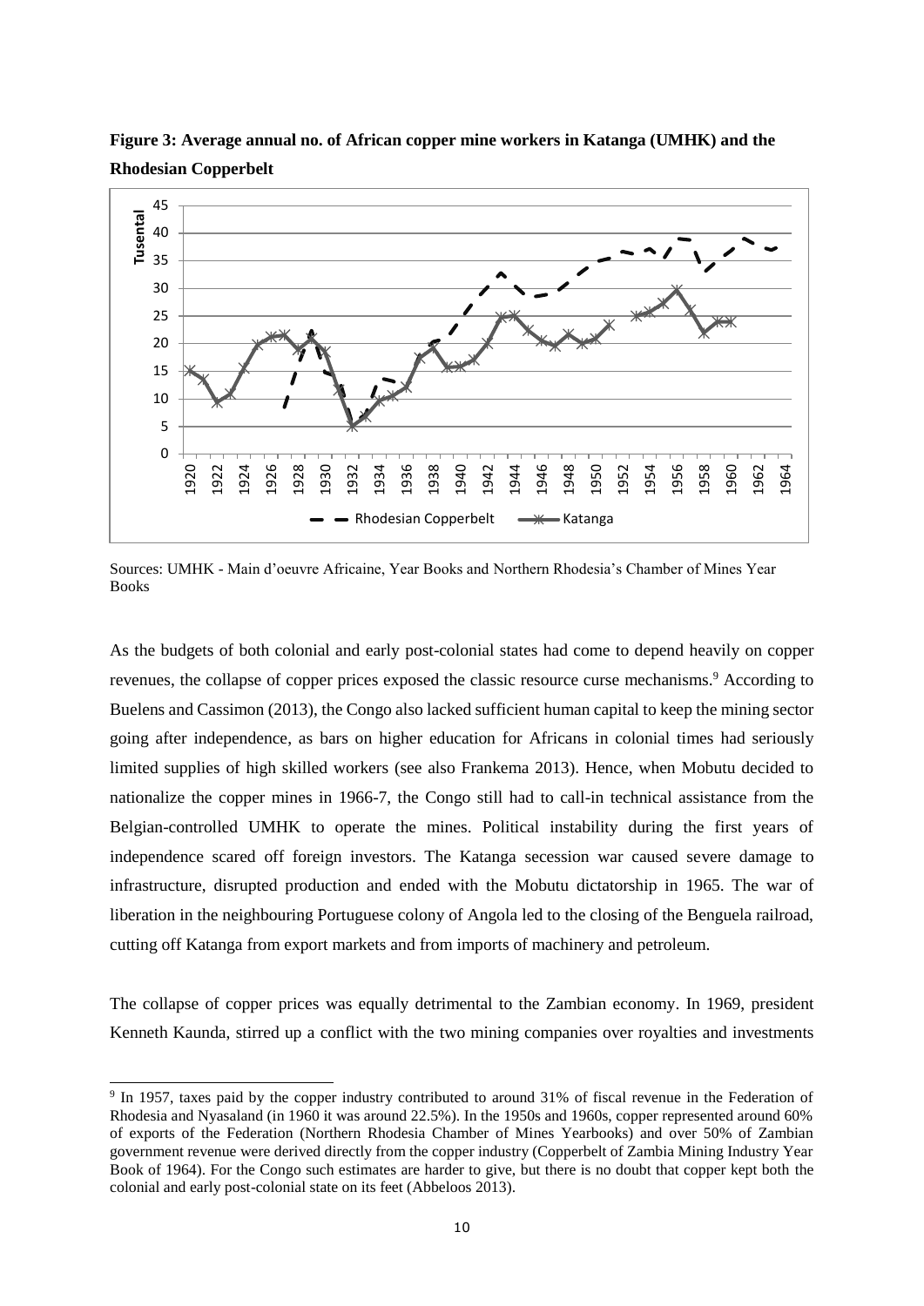**Figure 3: Average annual no. of African copper mine workers in Katanga (UMHK) and the Rhodesian Copperbelt**

Sources: UMHK - Main d'oeuvre Africaine, Year Books and Northern Rhodesia's Chamber of Mines Year Books

As the budgets of both colonial and early post-colonial states had come to depend heavily on copper revenues, the collapse of copper prices exposed the classic resource curse mechanisms.[9] According to Buelens and Cassimon (2013), the Congo also lacked sufficient human capital to keep the mining sector going after independence, as bars on higher education for Africans in colonial times had seriously limited supplies of high skilled workers (see also Frankema 2013). Hence, when Mobutu decided to nationalize the copper mines in 1966-7, the Congo still had to call-in technical assistance from the Belgian-controlled UMHK to operate the mines. Political instability during the first years of independence scared off foreign investors. The Katanga secession war caused severe damage to infrastructure, disrupted production and ended with the Mobutu dictatorship in 1965. The war of liberation in the neighbouring Portuguese colony of Angola led to the closing of the Benguela railroad, cutting off Katanga from export markets and from imports of machinery and petroleum.

The collapse of copper prices was equally detrimental to the Zambian economy. In 1969, president Kenneth Kaunda, stirred up a conflict with the two mining companies over royalties and investments

[9] In 1957, taxes paid by the copper industry contributed to around 31% of fiscal revenue in the Federation of Rhodesia and Nyasaland (in 1960 it was around 22.5%). In the 1950s and 1960s, copper represented around 60% of exports of the Federation (Northern Rhodesia Chamber of Mines Yearbooks) and over 50% of Zambian government revenue were derived directly from the copper industry (Copperbelt of Zambia Mining Industry Year Book of 1964). For the Congo such estimates are harder to give, but there is no doubt that copper kept both the colonial and early post-colonial state on its feet (Abbeloos 2013).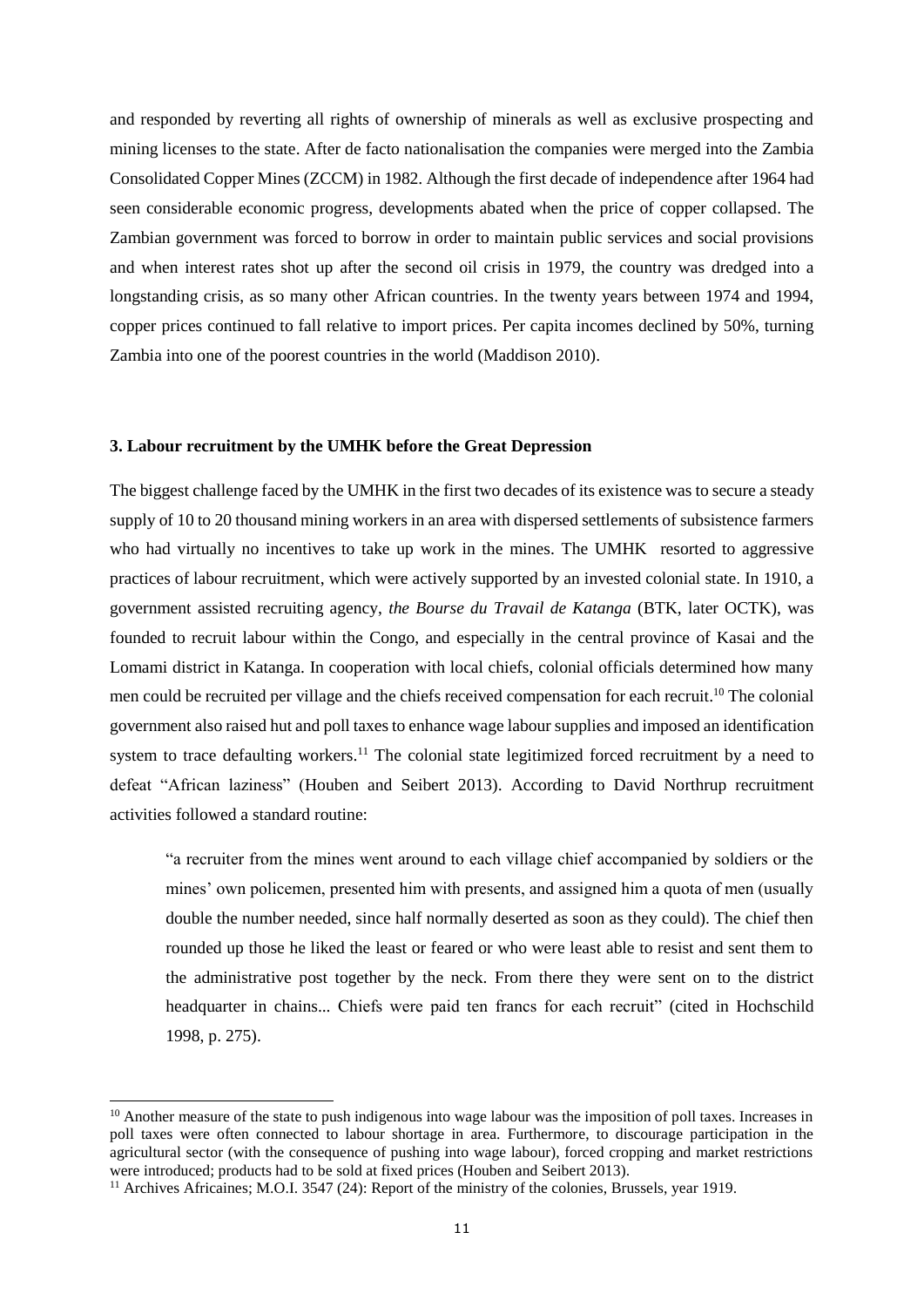and responded by reverting all rights of ownership of minerals as well as exclusive prospecting and mining licenses to the state. After de facto nationalisation the companies were merged into the Zambia Consolidated Copper Mines (ZCCM) in 1982. Although the first decade of independence after 1964 had seen considerable economic progress, developments abated when the price of copper collapsed. The Zambian government was forced to borrow in order to maintain public services and social provisions and when interest rates shot up after the second oil crisis in 1979, the country was dredged into a longstanding crisis, as so many other African countries. In the twenty years between 1974 and 1994, copper prices continued to fall relative to import prices. Per capita incomes declined by 50%, turning Zambia into one of the poorest countries in the world (Maddison 2010).

### 3. Labour recruitment by the UMHK before the Great Depression

The biggest challenge faced by the UMHK in the first two decades of its existence was to secure a steady supply of 10 to 20 thousand mining workers in an area with dispersed settlements of subsistence farmers who had virtually no incentives to take up work in the mines. The UMHK resorted to aggressive practices of labour recruitment, which were actively supported by an invested colonial state. In 1910, a government assisted recruiting agency, *the Bourse du Travail de Katanga* (BTK, later OCTK), was founded to recruit labour within the Congo, and especially in the central province of Kasai and the Lomami district in Katanga. In cooperation with local chiefs, colonial officials determined how many men could be recruited per village and the chiefs received compensation for each recruit.[10] The colonial government also raised hut and poll taxes to enhance wage labour supplies and imposed an identification system to trace defaulting workers.[11] The colonial state legitimized forced recruitment by a need to defeat "African laziness" (Houben and Seibert 2013). According to David Northrup recruitment activities followed a standard routine:

> "a recruiter from the mines went around to each village chief accompanied by soldiers or the mines' own policemen, presented him with presents, and assigned him a quota of men (usually double the number needed, since half normally deserted as soon as they could). The chief then rounded up those he liked the least or feared or who were least able to resist and sent them to the administrative post together by the neck. From there they were sent on to the district headquarter in chains... Chiefs were paid ten francs for each recruit" (cited in Hochschild 1998, p. 275).

---

[10] Another measure of the state to push indigenous into wage labour was the imposition of poll taxes. Increases in poll taxes were often connected to labour shortage in area. Furthermore, to discourage participation in the agricultural sector (with the consequence of pushing into wage labour), forced cropping and market restrictions were introduced; products had to be sold at fixed prices (Houben and Seibert 2013).

[11] Archives Africaines; M.O.I. 3547 (24): Report of the ministry of the colonies, Brussels, year 1919.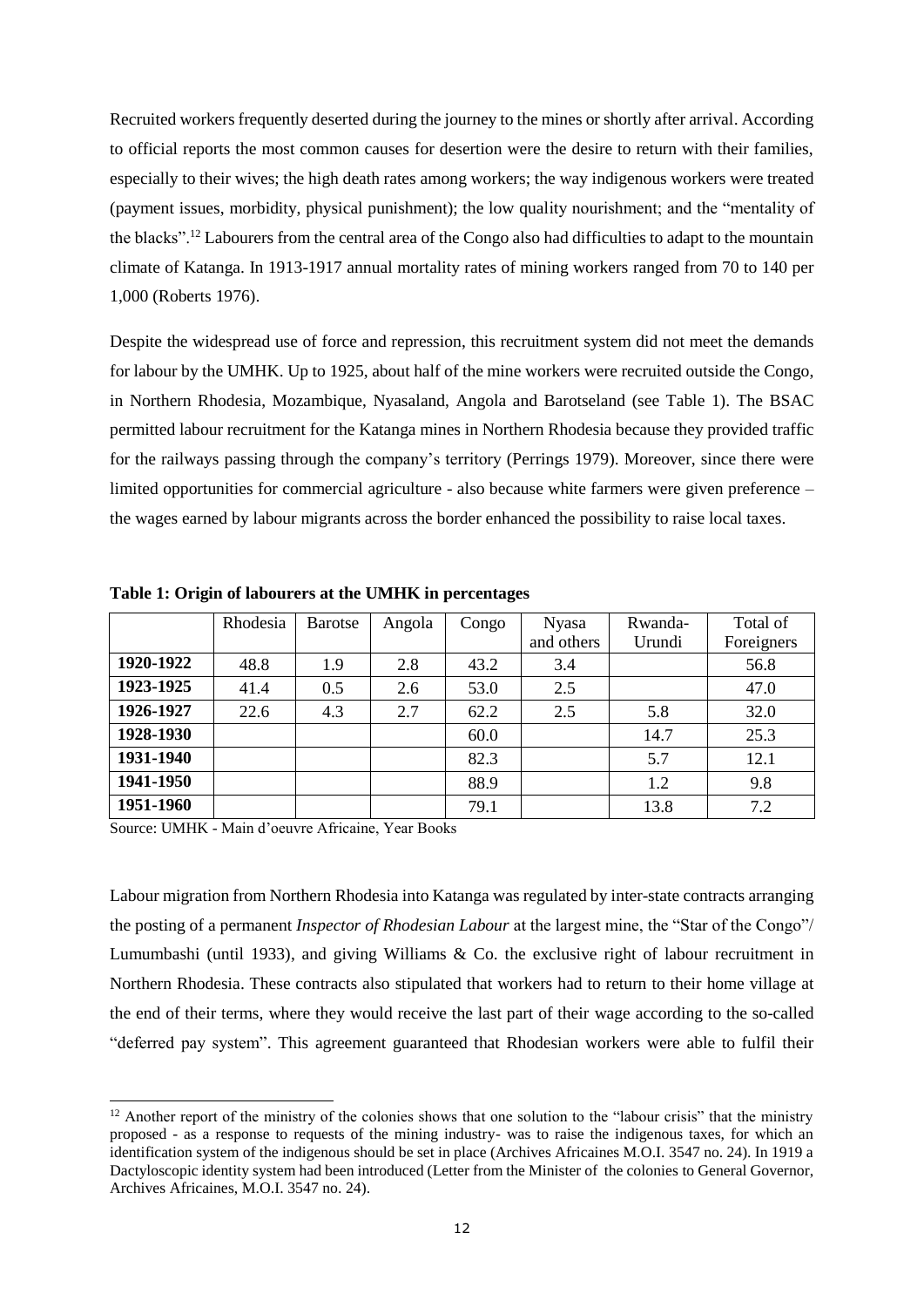Recruited workers frequently deserted during the journey to the mines or shortly after arrival. According to official reports the most common causes for desertion were the desire to return with their families, especially to their wives; the high death rates among workers; the way indigenous workers were treated (payment issues, morbidity, physical punishment); the low quality nourishment; and the "mentality of the blacks".[12] Labourers from the central area of the Congo also had difficulties to adapt to the mountain climate of Katanga. In 1913-1917 annual mortality rates of mining workers ranged from 70 to 140 per 1,000 (Roberts 1976).

Despite the widespread use of force and repression, this recruitment system did not meet the demands for labour by the UMHK. Up to 1925, about half of the mine workers were recruited outside the Congo, in Northern Rhodesia, Mozambique, Nyasaland, Angola and Barotseland (see Table 1). The BSAC permitted labour recruitment for the Katanga mines in Northern Rhodesia because they provided traffic for the railways passing through the company's territory (Perrings 1979). Moreover, since there were limited opportunities for commercial agriculture - also because white farmers were given preference – the wages earned by labour migrants across the border enhanced the possibility to raise local taxes.

**Table 1: Origin of labourers at the UMHK in percentages**

| | Rhodesia | Barotse | Angola | Congo | Nyasa and others | Rwanda-Urundi | Total of Foreigners |
|---|---|---|---|---|---|---|---|
| **1920-1922** | 48.8 | 1.9 | 2.8 | 43.2 | 3.4 | | 56.8 |
| **1923-1925** | 41.4 | 0.5 | 2.6 | 53.0 | 2.5 | | 47.0 |
| **1926-1927** | 22.6 | 4.3 | 2.7 | 62.2 | 2.5 | 5.8 | 32.0 |
| **1928-1930** | | | | 60.0 | | 14.7 | 25.3 |
| **1931-1940** | | | | 82.3 | | 5.7 | 12.1 |
| **1941-1950** | | | | 88.9 | | 1.2 | 9.8 |
| **1951-1960** | | | | 79.1 | | 13.8 | 7.2 |

Source: UMHK - Main d'oeuvre Africaine, Year Books

Labour migration from Northern Rhodesia into Katanga was regulated by inter-state contracts arranging the posting of a permanent *Inspector of Rhodesian Labour* at the largest mine, the "Star of the Congo"/ Lumumbashi (until 1933), and giving Williams & Co. the exclusive right of labour recruitment in Northern Rhodesia. These contracts also stipulated that workers had to return to their home village at the end of their terms, where they would receive the last part of their wage according to the so-called "deferred pay system". This agreement guaranteed that Rhodesian workers were able to fulfil their

[12] Another report of the ministry of the colonies shows that one solution to the "labour crisis" that the ministry proposed - as a response to requests of the mining industry- was to raise the indigenous taxes, for which an identification system of the indigenous should be set in place (Archives Africaines M.O.I. 3547 no. 24). In 1919 a Dactyloscopic identity system had been introduced (Letter from the Minister of the colonies to General Governor, Archives Africaines, M.O.I. 3547 no. 24).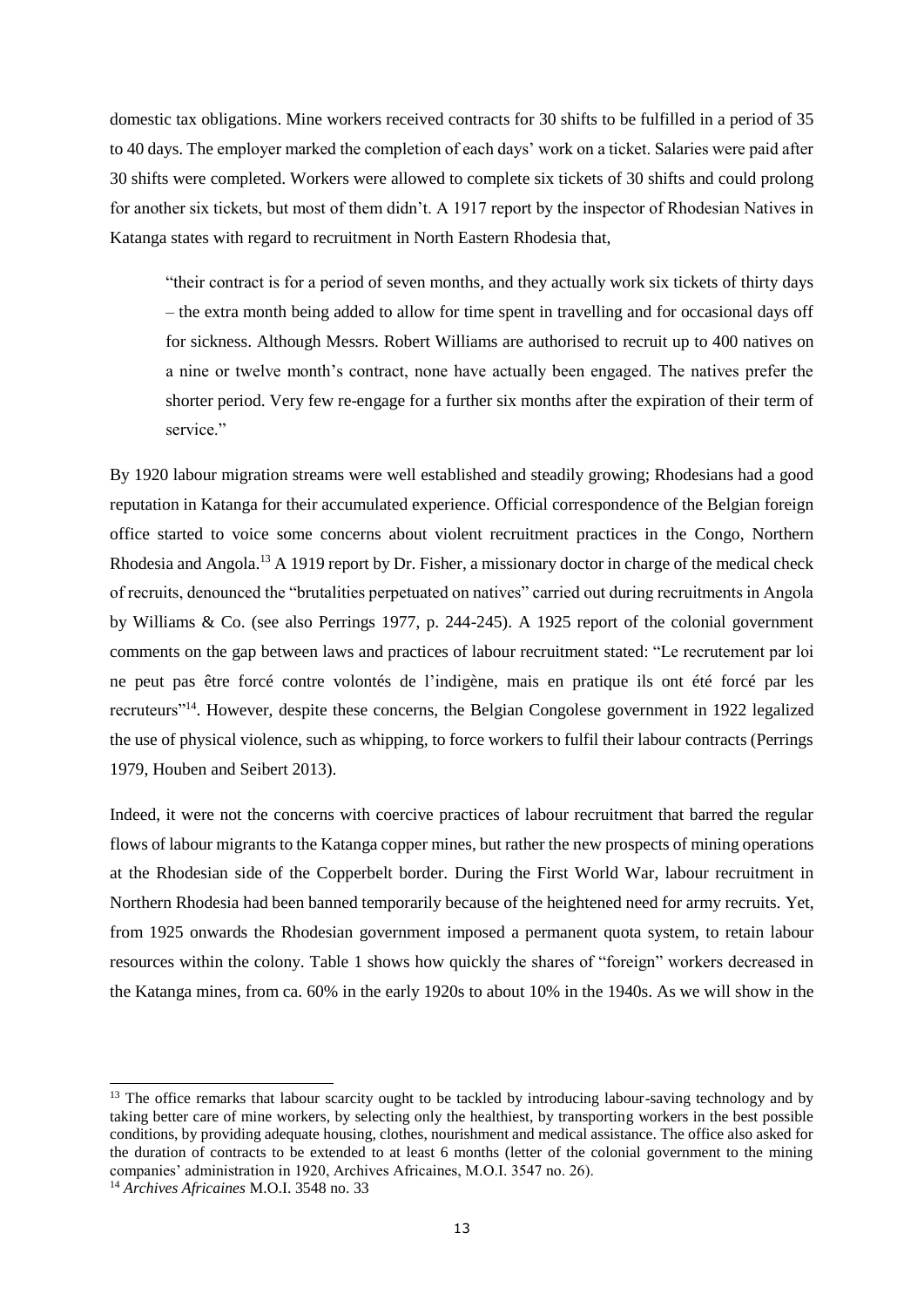domestic tax obligations. Mine workers received contracts for 30 shifts to be fulfilled in a period of 35 to 40 days. The employer marked the completion of each days' work on a ticket. Salaries were paid after 30 shifts were completed. Workers were allowed to complete six tickets of 30 shifts and could prolong for another six tickets, but most of them didn't. A 1917 report by the inspector of Rhodesian Natives in Katanga states with regard to recruitment in North Eastern Rhodesia that,

> "their contract is for a period of seven months, and they actually work six tickets of thirty days – the extra month being added to allow for time spent in travelling and for occasional days off for sickness. Although Messrs. Robert Williams are authorised to recruit up to 400 natives on a nine or twelve month's contract, none have actually been engaged. The natives prefer the shorter period. Very few re-engage for a further six months after the expiration of their term of service."

By 1920 labour migration streams were well established and steadily growing; Rhodesians had a good reputation in Katanga for their accumulated experience. Official correspondence of the Belgian foreign office started to voice some concerns about violent recruitment practices in the Congo, Northern Rhodesia and Angola.[13] A 1919 report by Dr. Fisher, a missionary doctor in charge of the medical check of recruits, denounced the "brutalities perpetuated on natives" carried out during recruitments in Angola by Williams & Co. (see also Perrings 1977, p. 244-245). A 1925 report of the colonial government comments on the gap between laws and practices of labour recruitment stated: "Le recrutement par loi ne peut pas être forcé contre volontés de l'indigène, mais en pratique ils ont été forcé par les recruteurs"[14]. However, despite these concerns, the Belgian Congolese government in 1922 legalized the use of physical violence, such as whipping, to force workers to fulfil their labour contracts (Perrings 1979, Houben and Seibert 2013).

Indeed, it were not the concerns with coercive practices of labour recruitment that barred the regular flows of labour migrants to the Katanga copper mines, but rather the new prospects of mining operations at the Rhodesian side of the Copperbelt border. During the First World War, labour recruitment in Northern Rhodesia had been banned temporarily because of the heightened need for army recruits. Yet, from 1925 onwards the Rhodesian government imposed a permanent quota system, to retain labour resources within the colony. Table 1 shows how quickly the shares of "foreign" workers decreased in the Katanga mines, from ca. 60% in the early 1920s to about 10% in the 1940s. As we will show in the

---

[13] The office remarks that labour scarcity ought to be tackled by introducing labour-saving technology and by taking better care of mine workers, by selecting only the healthiest, by transporting workers in the best possible conditions, by providing adequate housing, clothes, nourishment and medical assistance. The office also asked for the duration of contracts to be extended to at least 6 months (letter of the colonial government to the mining companies' administration in 1920, Archives Africaines, M.O.I. 3547 no. 26).

[14] *Archives Africaines* M.O.I. 3548 no. 33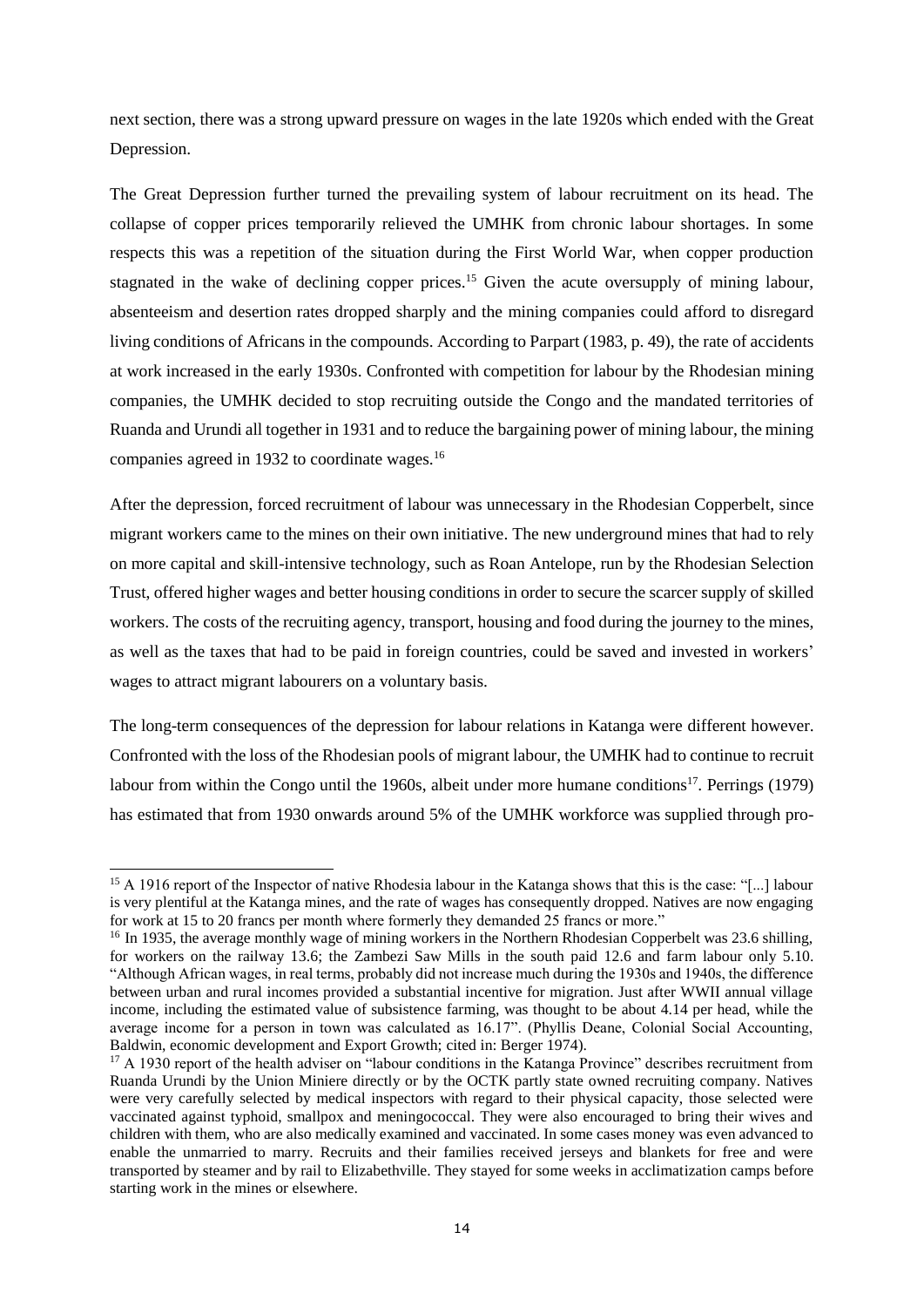next section, there was a strong upward pressure on wages in the late 1920s which ended with the Great Depression.

The Great Depression further turned the prevailing system of labour recruitment on its head. The collapse of copper prices temporarily relieved the UMHK from chronic labour shortages. In some respects this was a repetition of the situation during the First World War, when copper production stagnated in the wake of declining copper prices.[15] Given the acute oversupply of mining labour, absenteeism and desertion rates dropped sharply and the mining companies could afford to disregard living conditions of Africans in the compounds. According to Parpart (1983, p. 49), the rate of accidents at work increased in the early 1930s. Confronted with competition for labour by the Rhodesian mining companies, the UMHK decided to stop recruiting outside the Congo and the mandated territories of Ruanda and Urundi all together in 1931 and to reduce the bargaining power of mining labour, the mining companies agreed in 1932 to coordinate wages.[16]

After the depression, forced recruitment of labour was unnecessary in the Rhodesian Copperbelt, since migrant workers came to the mines on their own initiative. The new underground mines that had to rely on more capital and skill-intensive technology, such as Roan Antelope, run by the Rhodesian Selection Trust, offered higher wages and better housing conditions in order to secure the scarcer supply of skilled workers. The costs of the recruiting agency, transport, housing and food during the journey to the mines, as well as the taxes that had to be paid in foreign countries, could be saved and invested in workers' wages to attract migrant labourers on a voluntary basis.

The long-term consequences of the depression for labour relations in Katanga were different however. Confronted with the loss of the Rhodesian pools of migrant labour, the UMHK had to continue to recruit labour from within the Congo until the 1960s, albeit under more humane conditions[17]. Perrings (1979) has estimated that from 1930 onwards around 5% of the UMHK workforce was supplied through pro-

---

[15] A 1916 report of the Inspector of native Rhodesia labour in the Katanga shows that this is the case: "[...] labour is very plentiful at the Katanga mines, and the rate of wages has consequently dropped. Natives are now engaging for work at 15 to 20 francs per month where formerly they demanded 25 francs or more."

[16] In 1935, the average monthly wage of mining workers in the Northern Rhodesian Copperbelt was 23.6 shilling, for workers on the railway 13.6; the Zambezi Saw Mills in the south paid 12.6 and farm labour only 5.10. "Although African wages, in real terms, probably did not increase much during the 1930s and 1940s, the difference between urban and rural incomes provided a substantial incentive for migration. Just after WWII annual village income, including the estimated value of subsistence farming, was thought to be about 4.14 per head, while the average income for a person in town was calculated as 16.17". (Phyllis Deane, Colonial Social Accounting, Baldwin, economic development and Export Growth; cited in: Berger 1974).

[17] A 1930 report of the health adviser on "labour conditions in the Katanga Province" describes recruitment from Ruanda Urundi by the Union Miniere directly or by the OCTK partly state owned recruiting company. Natives were very carefully selected by medical inspectors with regard to their physical capacity, those selected were vaccinated against typhoid, smallpox and meningococcal. They were also encouraged to bring their wives and children with them, who are also medically examined and vaccinated. In some cases money was even advanced to enable the unmarried to marry. Recruits and their families received jerseys and blankets for free and were transported by steamer and by rail to Elizabethville. They stayed for some weeks in acclimatization camps before starting work in the mines or elsewhere.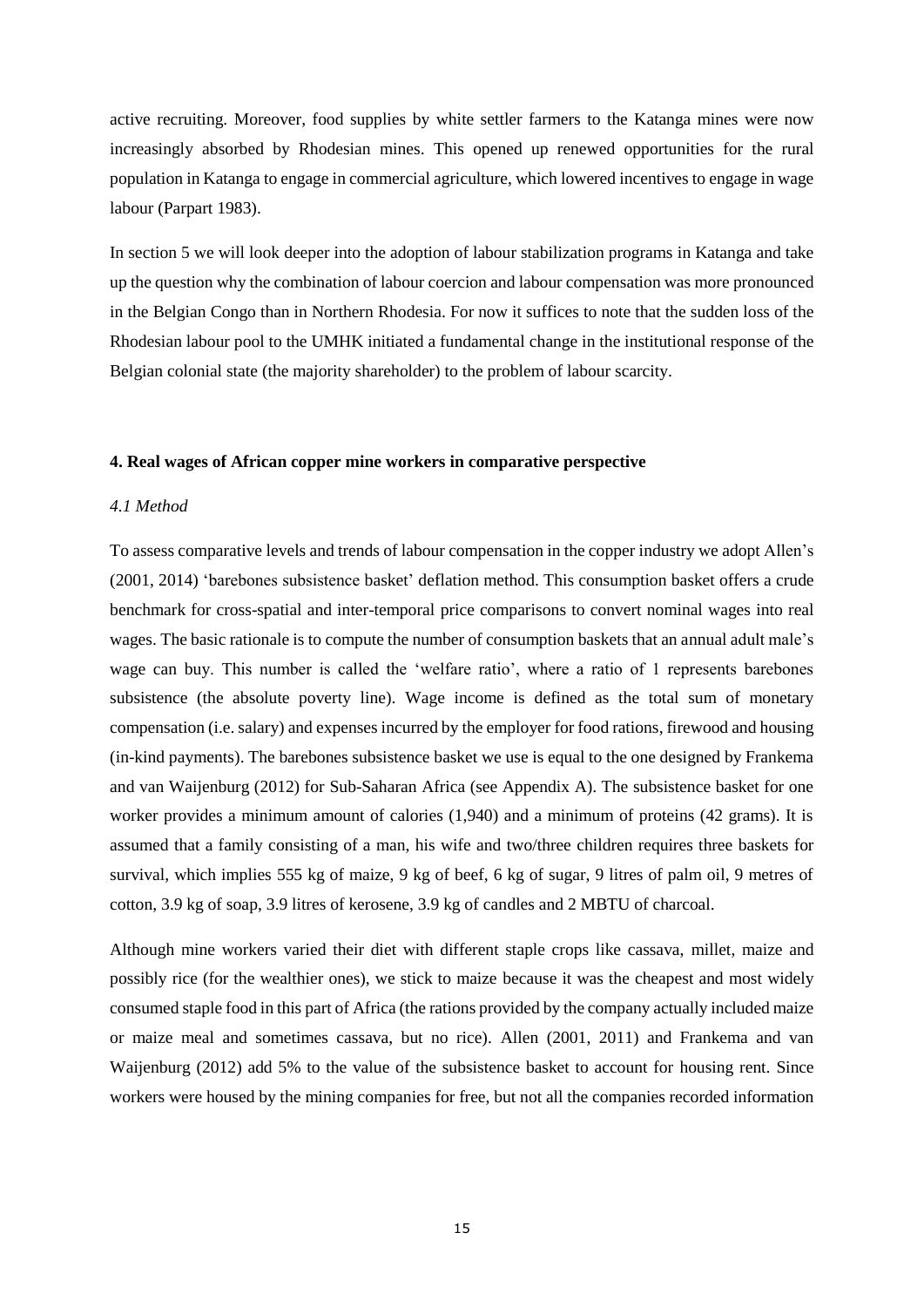active recruiting. Moreover, food supplies by white settler farmers to the Katanga mines were now increasingly absorbed by Rhodesian mines. This opened up renewed opportunities for the rural population in Katanga to engage in commercial agriculture, which lowered incentives to engage in wage labour (Parpart 1983).

In section 5 we will look deeper into the adoption of labour stabilization programs in Katanga and take up the question why the combination of labour coercion and labour compensation was more pronounced in the Belgian Congo than in Northern Rhodesia. For now it suffices to note that the sudden loss of the Rhodesian labour pool to the UMHK initiated a fundamental change in the institutional response of the Belgian colonial state (the majority shareholder) to the problem of labour scarcity.

## 4. Real wages of African copper mine workers in comparative perspective

### *4.1 Method*

To assess comparative levels and trends of labour compensation in the copper industry we adopt Allen's (2001, 2014) 'barebones subsistence basket' deflation method. This consumption basket offers a crude benchmark for cross-spatial and inter-temporal price comparisons to convert nominal wages into real wages. The basic rationale is to compute the number of consumption baskets that an annual adult male's wage can buy. This number is called the 'welfare ratio', where a ratio of 1 represents barebones subsistence (the absolute poverty line). Wage income is defined as the total sum of monetary compensation (i.e. salary) and expenses incurred by the employer for food rations, firewood and housing (in-kind payments). The barebones subsistence basket we use is equal to the one designed by Frankema and van Waijenburg (2012) for Sub-Saharan Africa (see Appendix A). The subsistence basket for one worker provides a minimum amount of calories (1,940) and a minimum of proteins (42 grams). It is assumed that a family consisting of a man, his wife and two/three children requires three baskets for survival, which implies 555 kg of maize, 9 kg of beef, 6 kg of sugar, 9 litres of palm oil, 9 metres of cotton, 3.9 kg of soap, 3.9 litres of kerosene, 3.9 kg of candles and 2 MBTU of charcoal.

Although mine workers varied their diet with different staple crops like cassava, millet, maize and possibly rice (for the wealthier ones), we stick to maize because it was the cheapest and most widely consumed staple food in this part of Africa (the rations provided by the company actually included maize or maize meal and sometimes cassava, but no rice). Allen (2001, 2011) and Frankema and van Waijenburg (2012) add 5% to the value of the subsistence basket to account for housing rent. Since workers were housed by the mining companies for free, but not all the companies recorded information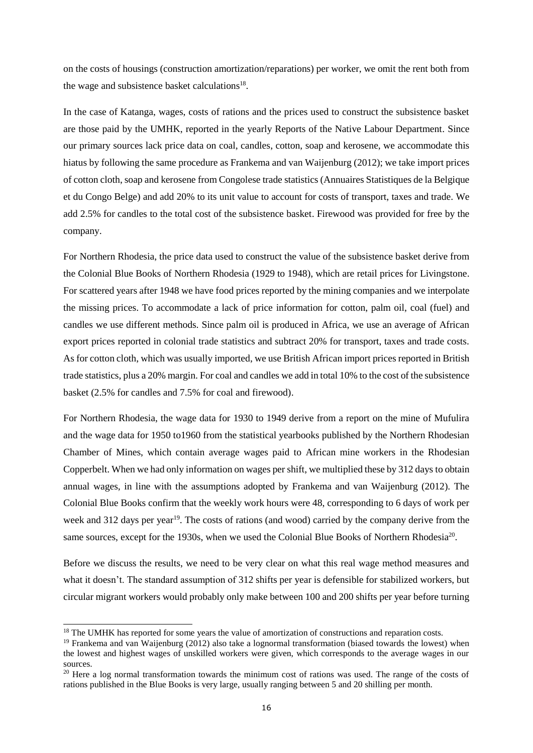on the costs of housings (construction amortization/reparations) per worker, we omit the rent both from the wage and subsistence basket calculations[18].

In the case of Katanga, wages, costs of rations and the prices used to construct the subsistence basket are those paid by the UMHK, reported in the yearly Reports of the Native Labour Department. Since our primary sources lack price data on coal, candles, cotton, soap and kerosene, we accommodate this hiatus by following the same procedure as Frankema and van Waijenburg (2012); we take import prices of cotton cloth, soap and kerosene from Congolese trade statistics (Annuaires Statistiques de la Belgique et du Congo Belge) and add 20% to its unit value to account for costs of transport, taxes and trade. We add 2.5% for candles to the total cost of the subsistence basket. Firewood was provided for free by the company.

For Northern Rhodesia, the price data used to construct the value of the subsistence basket derive from the Colonial Blue Books of Northern Rhodesia (1929 to 1948), which are retail prices for Livingstone. For scattered years after 1948 we have food prices reported by the mining companies and we interpolate the missing prices. To accommodate a lack of price information for cotton, palm oil, coal (fuel) and candles we use different methods. Since palm oil is produced in Africa, we use an average of African export prices reported in colonial trade statistics and subtract 20% for transport, taxes and trade costs. As for cotton cloth, which was usually imported, we use British African import prices reported in British trade statistics, plus a 20% margin. For coal and candles we add in total 10% to the cost of the subsistence basket (2.5% for candles and 7.5% for coal and firewood).

For Northern Rhodesia, the wage data for 1930 to 1949 derive from a report on the mine of Mufulira and the wage data for 1950 to1960 from the statistical yearbooks published by the Northern Rhodesian Chamber of Mines, which contain average wages paid to African mine workers in the Rhodesian Copperbelt. When we had only information on wages per shift, we multiplied these by 312 days to obtain annual wages, in line with the assumptions adopted by Frankema and van Waijenburg (2012). The Colonial Blue Books confirm that the weekly work hours were 48, corresponding to 6 days of work per week and 312 days per year[19]. The costs of rations (and wood) carried by the company derive from the same sources, except for the 1930s, when we used the Colonial Blue Books of Northern Rhodesia[20].

Before we discuss the results, we need to be very clear on what this real wage method measures and what it doesn't. The standard assumption of 312 shifts per year is defensible for stabilized workers, but circular migrant workers would probably only make between 100 and 200 shifts per year before turning

---

[18] The UMHK has reported for some years the value of amortization of constructions and reparation costs.

[19] Frankema and van Waijenburg (2012) also take a lognormal transformation (biased towards the lowest) when the lowest and highest wages of unskilled workers were given, which corresponds to the average wages in our sources.

[20] Here a log normal transformation towards the minimum cost of rations was used. The range of the costs of rations published in the Blue Books is very large, usually ranging between 5 and 20 shilling per month.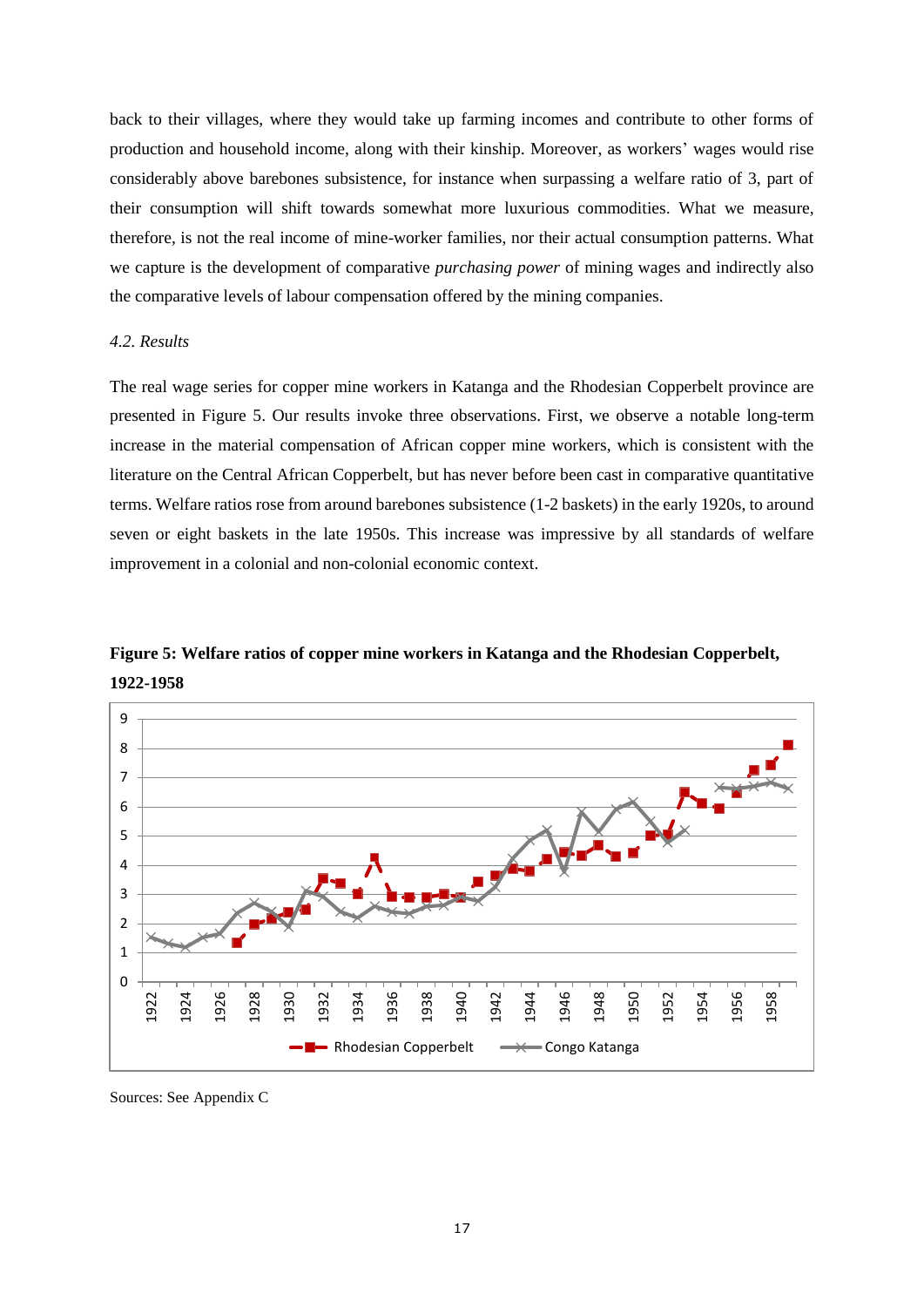back to their villages, where they would take up farming incomes and contribute to other forms of production and household income, along with their kinship. Moreover, as workers' wages would rise considerably above barebones subsistence, for instance when surpassing a welfare ratio of 3, part of their consumption will shift towards somewhat more luxurious commodities. What we measure, therefore, is not the real income of mine-worker families, nor their actual consumption patterns. What we capture is the development of comparative *purchasing power* of mining wages and indirectly also the comparative levels of labour compensation offered by the mining companies.

### *4.2. Results*

The real wage series for copper mine workers in Katanga and the Rhodesian Copperbelt province are presented in Figure 5. Our results invoke three observations. First, we observe a notable long-term increase in the material compensation of African copper mine workers, which is consistent with the literature on the Central African Copperbelt, but has never before been cast in comparative quantitative terms. Welfare ratios rose from around barebones subsistence (1-2 baskets) in the early 1920s, to around seven or eight baskets in the late 1950s. This increase was impressive by all standards of welfare improvement in a colonial and non-colonial economic context.

**Figure 5: Welfare ratios of copper mine workers in Katanga and the Rhodesian Copperbelt, 1922-1958**

Sources: See Appendix C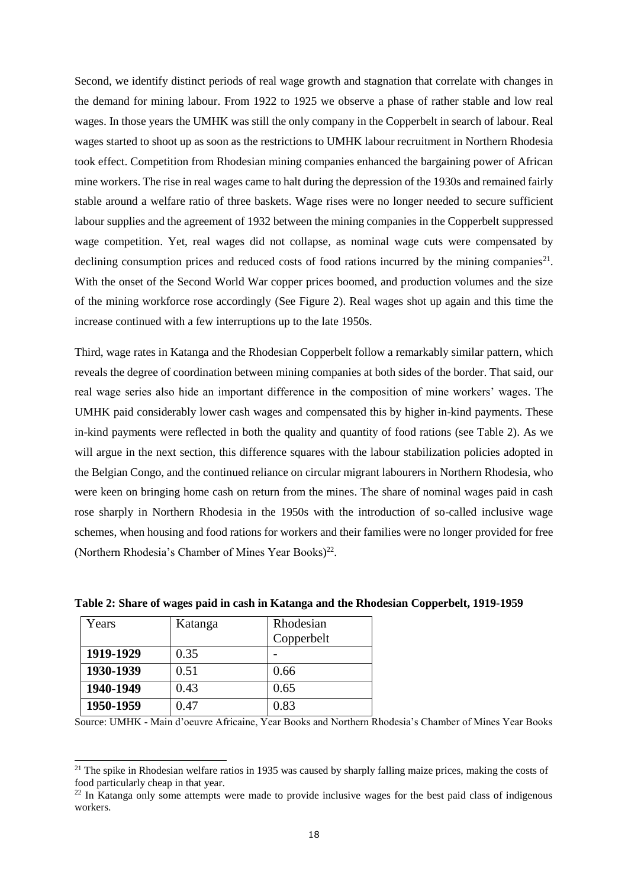Second, we identify distinct periods of real wage growth and stagnation that correlate with changes in the demand for mining labour. From 1922 to 1925 we observe a phase of rather stable and low real wages. In those years the UMHK was still the only company in the Copperbelt in search of labour. Real wages started to shoot up as soon as the restrictions to UMHK labour recruitment in Northern Rhodesia took effect. Competition from Rhodesian mining companies enhanced the bargaining power of African mine workers. The rise in real wages came to halt during the depression of the 1930s and remained fairly stable around a welfare ratio of three baskets. Wage rises were no longer needed to secure sufficient labour supplies and the agreement of 1932 between the mining companies in the Copperbelt suppressed wage competition. Yet, real wages did not collapse, as nominal wage cuts were compensated by declining consumption prices and reduced costs of food rations incurred by the mining companies[21]. With the onset of the Second World War copper prices boomed, and production volumes and the size of the mining workforce rose accordingly (See Figure 2). Real wages shot up again and this time the increase continued with a few interruptions up to the late 1950s.

Third, wage rates in Katanga and the Rhodesian Copperbelt follow a remarkably similar pattern, which reveals the degree of coordination between mining companies at both sides of the border. That said, our real wage series also hide an important difference in the composition of mine workers' wages. The UMHK paid considerably lower cash wages and compensated this by higher in-kind payments. These in-kind payments were reflected in both the quality and quantity of food rations (see Table 2). As we will argue in the next section, this difference squares with the labour stabilization policies adopted in the Belgian Congo, and the continued reliance on circular migrant labourers in Northern Rhodesia, who were keen on bringing home cash on return from the mines. The share of nominal wages paid in cash rose sharply in Northern Rhodesia in the 1950s with the introduction of so-called inclusive wage schemes, when housing and food rations for workers and their families were no longer provided for free (Northern Rhodesia's Chamber of Mines Year Books)[22].

**Table 2: Share of wages paid in cash in Katanga and the Rhodesian Copperbelt, 1919-1959**

| Years | Katanga | Rhodesian Copperbelt |
|---|---|---|
| **1919-1929** | 0.35 | - |
| **1930-1939** | 0.51 | 0.66 |
| **1940-1949** | 0.43 | 0.65 |
| **1950-1959** | 0.47 | 0.83 |

Source: UMHK - Main d'oeuvre Africaine, Year Books and Northern Rhodesia's Chamber of Mines Year Books

[21] The spike in Rhodesian welfare ratios in 1935 was caused by sharply falling maize prices, making the costs of food particularly cheap in that year.

[22] In Katanga only some attempts were made to provide inclusive wages for the best paid class of indigenous workers.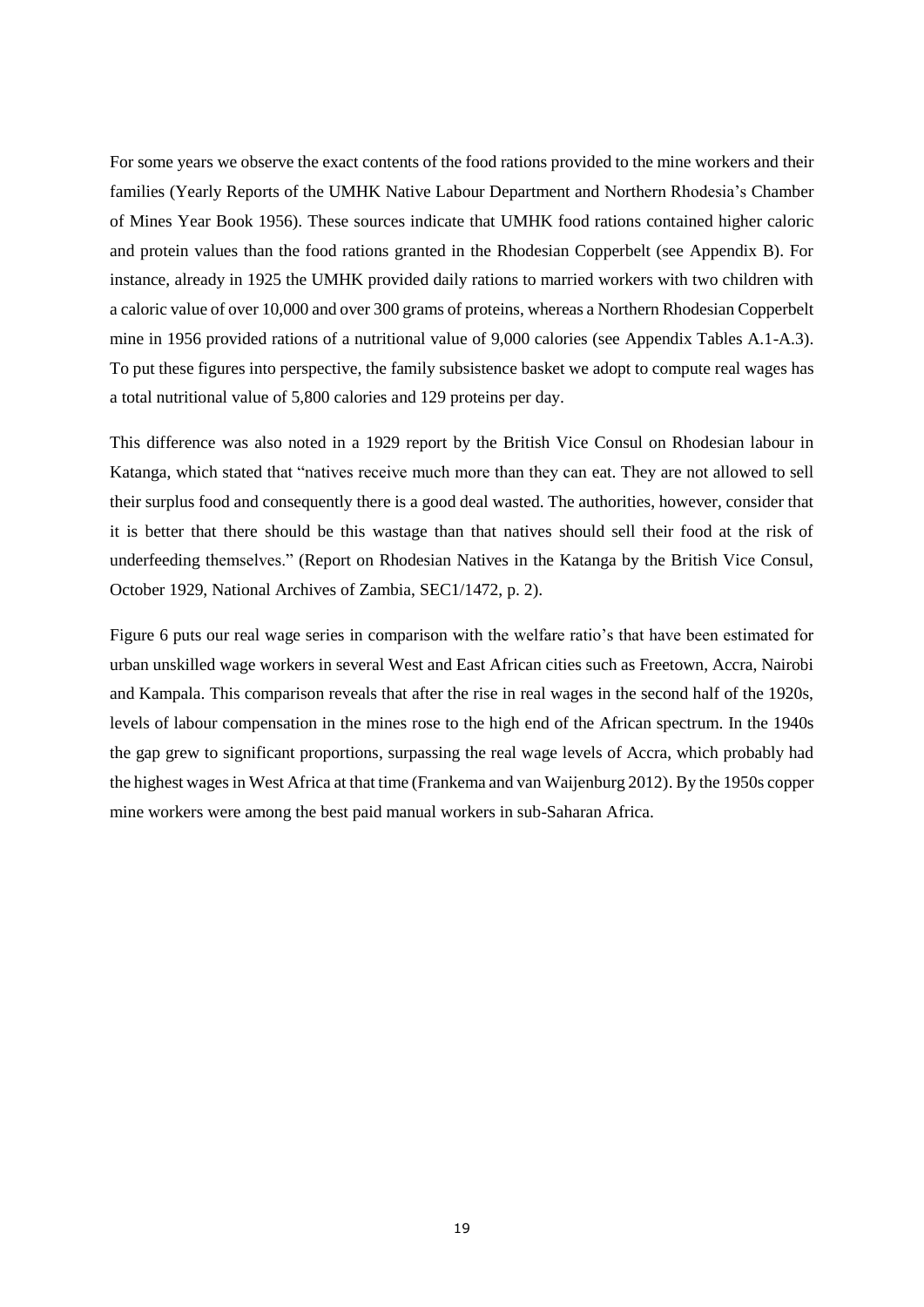For some years we observe the exact contents of the food rations provided to the mine workers and their families (Yearly Reports of the UMHK Native Labour Department and Northern Rhodesia's Chamber of Mines Year Book 1956). These sources indicate that UMHK food rations contained higher caloric and protein values than the food rations granted in the Rhodesian Copperbelt (see Appendix B). For instance, already in 1925 the UMHK provided daily rations to married workers with two children with a caloric value of over 10,000 and over 300 grams of proteins, whereas a Northern Rhodesian Copperbelt mine in 1956 provided rations of a nutritional value of 9,000 calories (see Appendix Tables A.1-A.3). To put these figures into perspective, the family subsistence basket we adopt to compute real wages has a total nutritional value of 5,800 calories and 129 proteins per day.

This difference was also noted in a 1929 report by the British Vice Consul on Rhodesian labour in Katanga, which stated that "natives receive much more than they can eat. They are not allowed to sell their surplus food and consequently there is a good deal wasted. The authorities, however, consider that it is better that there should be this wastage than that natives should sell their food at the risk of underfeeding themselves." (Report on Rhodesian Natives in the Katanga by the British Vice Consul, October 1929, National Archives of Zambia, SEC1/1472, p. 2).

Figure 6 puts our real wage series in comparison with the welfare ratio's that have been estimated for urban unskilled wage workers in several West and East African cities such as Freetown, Accra, Nairobi and Kampala. This comparison reveals that after the rise in real wages in the second half of the 1920s, levels of labour compensation in the mines rose to the high end of the African spectrum. In the 1940s the gap grew to significant proportions, surpassing the real wage levels of Accra, which probably had the highest wages in West Africa at that time (Frankema and van Waijenburg 2012). By the 1950s copper mine workers were among the best paid manual workers in sub-Saharan Africa.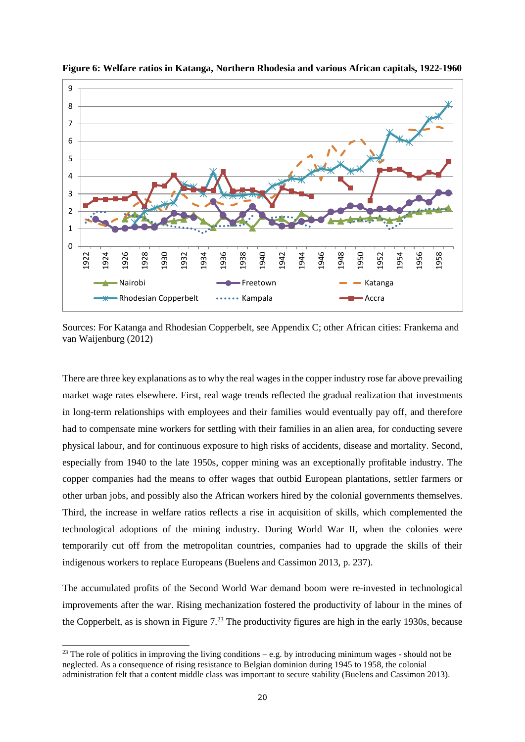**Figure 6: Welfare ratios in Katanga, Northern Rhodesia and various African capitals, 1922-1960**

Sources: For Katanga and Rhodesian Copperbelt, see Appendix C; other African cities: Frankema and van Waijenburg (2012)

There are three key explanations as to why the real wages in the copper industry rose far above prevailing market wage rates elsewhere. First, real wage trends reflected the gradual realization that investments in long-term relationships with employees and their families would eventually pay off, and therefore had to compensate mine workers for settling with their families in an alien area, for conducting severe physical labour, and for continuous exposure to high risks of accidents, disease and mortality. Second, especially from 1940 to the late 1950s, copper mining was an exceptionally profitable industry. The copper companies had the means to offer wages that outbid European plantations, settler farmers or other urban jobs, and possibly also the African workers hired by the colonial governments themselves. Third, the increase in welfare ratios reflects a rise in acquisition of skills, which complemented the technological adoptions of the mining industry. During World War II, when the colonies were temporarily cut off from the metropolitan countries, companies had to upgrade the skills of their indigenous workers to replace Europeans (Buelens and Cassimon 2013, p. 237).

The accumulated profits of the Second World War demand boom were re-invested in technological improvements after the war. Rising mechanization fostered the productivity of labour in the mines of the Copperbelt, as is shown in Figure 7.[23] The productivity figures are high in the early 1930s, because

[23] The role of politics in improving the living conditions – e.g. by introducing minimum wages - should not be neglected. As a consequence of rising resistance to Belgian dominion during 1945 to 1958, the colonial administration felt that a content middle class was important to secure stability (Buelens and Cassimon 2013).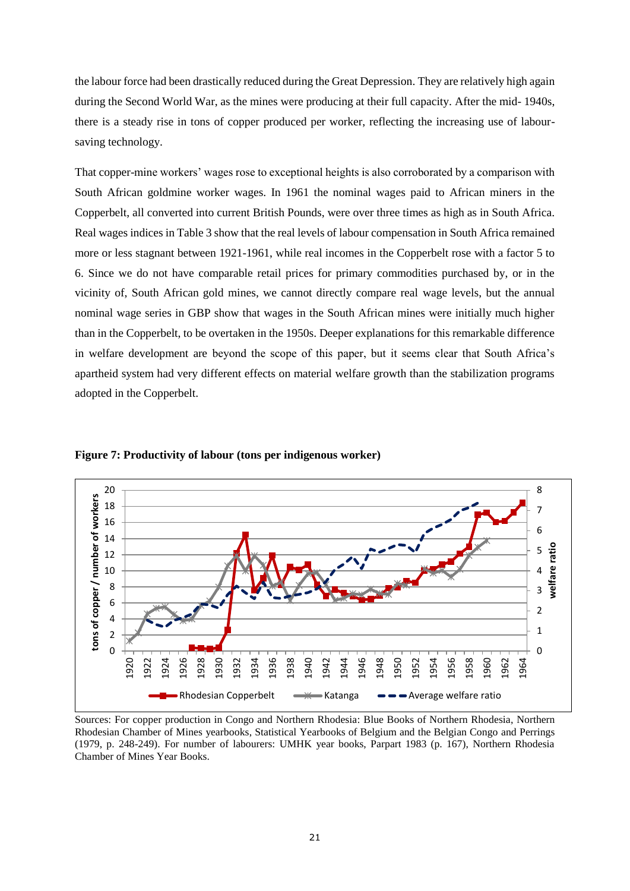the labour force had been drastically reduced during the Great Depression. They are relatively high again during the Second World War, as the mines were producing at their full capacity. After the mid- 1940s, there is a steady rise in tons of copper produced per worker, reflecting the increasing use of labour-saving technology.

That copper-mine workers' wages rose to exceptional heights is also corroborated by a comparison with South African goldmine worker wages. In 1961 the nominal wages paid to African miners in the Copperbelt, all converted into current British Pounds, were over three times as high as in South Africa. Real wages indices in Table 3 show that the real levels of labour compensation in South Africa remained more or less stagnant between 1921-1961, while real incomes in the Copperbelt rose with a factor 5 to 6. Since we do not have comparable retail prices for primary commodities purchased by, or in the vicinity of, South African gold mines, we cannot directly compare real wage levels, but the annual nominal wage series in GBP show that wages in the South African mines were initially much higher than in the Copperbelt, to be overtaken in the 1950s. Deeper explanations for this remarkable difference in welfare development are beyond the scope of this paper, but it seems clear that South Africa's apartheid system had very different effects on material welfare growth than the stabilization programs adopted in the Copperbelt.

**Figure 7: Productivity of labour (tons per indigenous worker)**

Sources: For copper production in Congo and Northern Rhodesia: Blue Books of Northern Rhodesia, Northern Rhodesian Chamber of Mines yearbooks, Statistical Yearbooks of Belgium and the Belgian Congo and Perrings (1979, p. 248-249). For number of labourers: UMHK year books, Parpart 1983 (p. 167), Northern Rhodesia Chamber of Mines Year Books.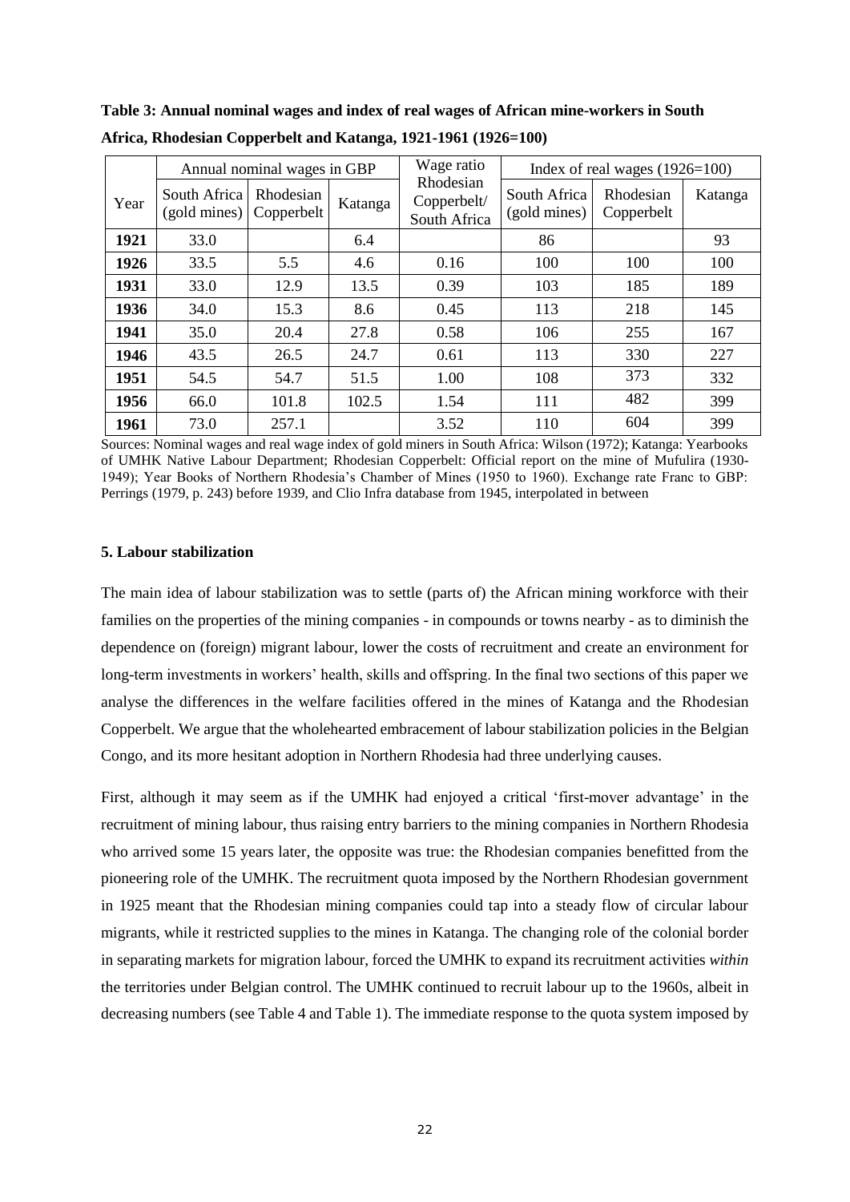**Table 3: Annual nominal wages and index of real wages of African mine-workers in South Africa, Rhodesian Copperbelt and Katanga, 1921-1961 (1926=100)**

| Year | Annual nominal wages in GBP | | | Wage ratio Rhodesian Copperbelt/ South Africa | Index of real wages (1926=100) | | |
|---|---|---|---|---|---|---|---|
| | South Africa (gold mines) | Rhodesian Copperbelt | Katanga | | South Africa (gold mines) | Rhodesian Copperbelt | Katanga |
| **1921** | 33.0 | | 6.4 | | 86 | | 93 |
| **1926** | 33.5 | 5.5 | 4.6 | 0.16 | 100 | 100 | 100 |
| **1931** | 33.0 | 12.9 | 13.5 | 0.39 | 103 | 185 | 189 |
| **1936** | 34.0 | 15.3 | 8.6 | 0.45 | 113 | 218 | 145 |
| **1941** | 35.0 | 20.4 | 27.8 | 0.58 | 106 | 255 | 167 |
| **1946** | 43.5 | 26.5 | 24.7 | 0.61 | 113 | 330 | 227 |
| **1951** | 54.5 | 54.7 | 51.5 | 1.00 | 108 | 373 | 332 |
| **1956** | 66.0 | 101.8 | 102.5 | 1.54 | 111 | 482 | 399 |
| **1961** | 73.0 | 257.1 | | 3.52 | 110 | 604 | 399 |

Sources: Nominal wages and real wage index of gold miners in South Africa: Wilson (1972); Katanga: Yearbooks of UMHK Native Labour Department; Rhodesian Copperbelt: Official report on the mine of Mufulira (1930-1949); Year Books of Northern Rhodesia's Chamber of Mines (1950 to 1960). Exchange rate Franc to GBP: Perrings (1979, p. 243) before 1939, and Clio Infra database from 1945, interpolated in between

### 5. Labour stabilization

The main idea of labour stabilization was to settle (parts of) the African mining workforce with their families on the properties of the mining companies - in compounds or towns nearby - as to diminish the dependence on (foreign) migrant labour, lower the costs of recruitment and create an environment for long-term investments in workers' health, skills and offspring. In the final two sections of this paper we analyse the differences in the welfare facilities offered in the mines of Katanga and the Rhodesian Copperbelt. We argue that the wholehearted embracement of labour stabilization policies in the Belgian Congo, and its more hesitant adoption in Northern Rhodesia had three underlying causes.

First, although it may seem as if the UMHK had enjoyed a critical 'first-mover advantage' in the recruitment of mining labour, thus raising entry barriers to the mining companies in Northern Rhodesia who arrived some 15 years later, the opposite was true: the Rhodesian companies benefitted from the pioneering role of the UMHK. The recruitment quota imposed by the Northern Rhodesian government in 1925 meant that the Rhodesian mining companies could tap into a steady flow of circular labour migrants, while it restricted supplies to the mines in Katanga. The changing role of the colonial border in separating markets for migration labour, forced the UMHK to expand its recruitment activities *within* the territories under Belgian control. The UMHK continued to recruit labour up to the 1960s, albeit in decreasing numbers (see Table 4 and Table 1). The immediate response to the quota system imposed by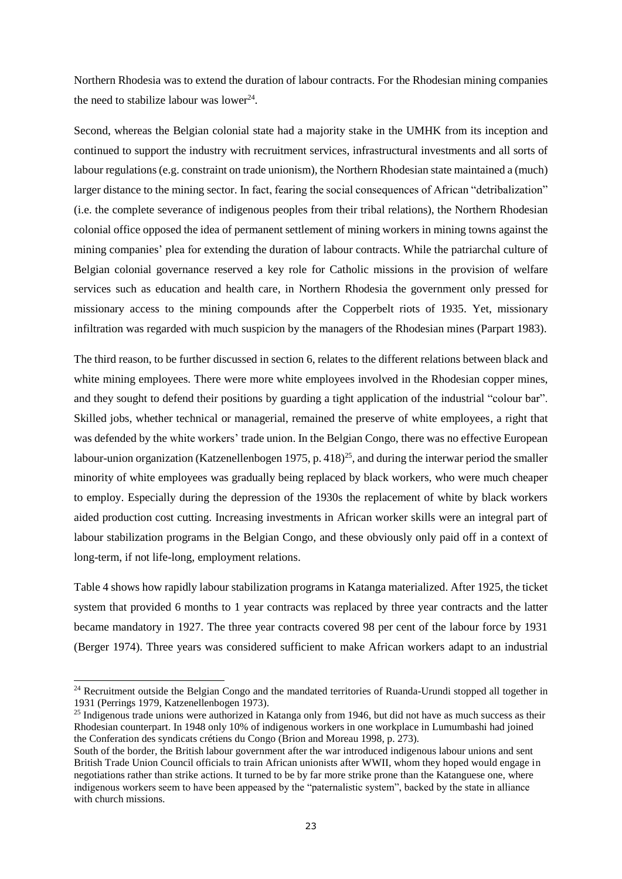Northern Rhodesia was to extend the duration of labour contracts. For the Rhodesian mining companies the need to stabilize labour was lower[24].

Second, whereas the Belgian colonial state had a majority stake in the UMHK from its inception and continued to support the industry with recruitment services, infrastructural investments and all sorts of labour regulations (e.g. constraint on trade unionism), the Northern Rhodesian state maintained a (much) larger distance to the mining sector. In fact, fearing the social consequences of African "detribalization" (i.e. the complete severance of indigenous peoples from their tribal relations), the Northern Rhodesian colonial office opposed the idea of permanent settlement of mining workers in mining towns against the mining companies' plea for extending the duration of labour contracts. While the patriarchal culture of Belgian colonial governance reserved a key role for Catholic missions in the provision of welfare services such as education and health care, in Northern Rhodesia the government only pressed for missionary access to the mining compounds after the Copperbelt riots of 1935. Yet, missionary infiltration was regarded with much suspicion by the managers of the Rhodesian mines (Parpart 1983).

The third reason, to be further discussed in section 6, relates to the different relations between black and white mining employees. There were more white employees involved in the Rhodesian copper mines, and they sought to defend their positions by guarding a tight application of the industrial "colour bar". Skilled jobs, whether technical or managerial, remained the preserve of white employees, a right that was defended by the white workers' trade union. In the Belgian Congo, there was no effective European labour-union organization (Katzenellenbogen 1975, p. 418)[25], and during the interwar period the smaller minority of white employees was gradually being replaced by black workers, who were much cheaper to employ. Especially during the depression of the 1930s the replacement of white by black workers aided production cost cutting. Increasing investments in African worker skills were an integral part of labour stabilization programs in the Belgian Congo, and these obviously only paid off in a context of long-term, if not life-long, employment relations.

Table 4 shows how rapidly labour stabilization programs in Katanga materialized. After 1925, the ticket system that provided 6 months to 1 year contracts was replaced by three year contracts and the latter became mandatory in 1927. The three year contracts covered 98 per cent of the labour force by 1931 (Berger 1974). Three years was considered sufficient to make African workers adapt to an industrial

---

[24] Recruitment outside the Belgian Congo and the mandated territories of Ruanda-Urundi stopped all together in 1931 (Perrings 1979, Katzenellenbogen 1973).

[25] Indigenous trade unions were authorized in Katanga only from 1946, but did not have as much success as their Rhodesian counterpart. In 1948 only 10% of indigenous workers in one workplace in Lumumbashi had joined the Conferation des syndicats crétiens du Congo (Brion and Moreau 1998, p. 273).

South of the border, the British labour government after the war introduced indigenous labour unions and sent British Trade Union Council officials to train African unionists after WWII, whom they hoped would engage in negotiations rather than strike actions. It turned to be by far more strike prone than the Katanguese one, where indigenous workers seem to have been appeased by the "paternalistic system", backed by the state in alliance with church missions.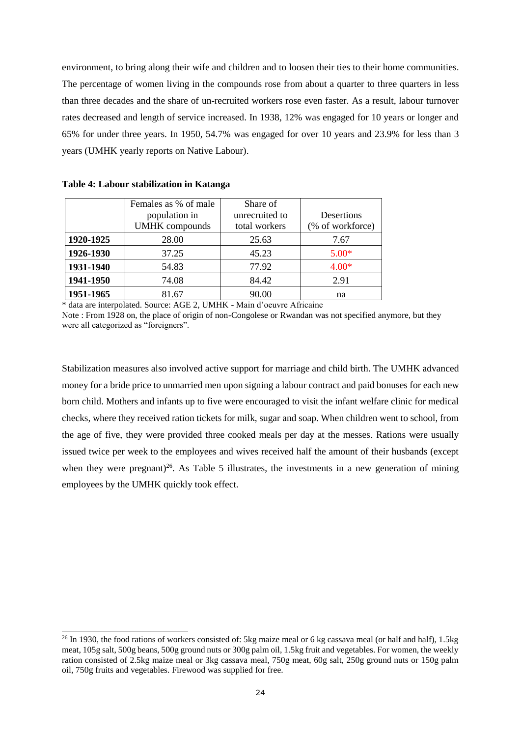environment, to bring along their wife and children and to loosen their ties to their home communities. The percentage of women living in the compounds rose from about a quarter to three quarters in less than three decades and the share of un-recruited workers rose even faster. As a result, labour turnover rates decreased and length of service increased. In 1938, 12% was engaged for 10 years or longer and 65% for under three years. In 1950, 54.7% was engaged for over 10 years and 23.9% for less than 3 years (UMHK yearly reports on Native Labour).

**Table 4: Labour stabilization in Katanga**

| | Females as % of male population in UMHK compounds | Share of unrecruited to total workers | Desertions (% of workforce) |
|---|---|---|---|
| **1920-1925** | 28.00 | 25.63 | 7.67 |
| **1926-1930** | 37.25 | 45.23 | 5.00* |
| **1931-1940** | 54.83 | 77.92 | 4.00* |
| **1941-1950** | 74.08 | 84.42 | 2.91 |
| **1951-1965** | 81.67 | 90.00 | na |

\* data are interpolated. Source: AGE 2, UMHK - Main d'oeuvre Africaine

Note : From 1928 on, the place of origin of non-Congolese or Rwandan was not specified anymore, but they were all categorized as "foreigners".

Stabilization measures also involved active support for marriage and child birth. The UMHK advanced money for a bride price to unmarried men upon signing a labour contract and paid bonuses for each new born child. Mothers and infants up to five were encouraged to visit the infant welfare clinic for medical checks, where they received ration tickets for milk, sugar and soap. When children went to school, from the age of five, they were provided three cooked meals per day at the messes. Rations were usually issued twice per week to the employees and wives received half the amount of their husbands (except when they were pregnant)[26]. As Table 5 illustrates, the investments in a new generation of mining employees by the UMHK quickly took effect.

[26] In 1930, the food rations of workers consisted of: 5kg maize meal or 6 kg cassava meal (or half and half), 1.5kg meat, 105g salt, 500g beans, 500g ground nuts or 300g palm oil, 1.5kg fruit and vegetables. For women, the weekly ration consisted of 2.5kg maize meal or 3kg cassava meal, 750g meat, 60g salt, 250g ground nuts or 150g palm oil, 750g fruits and vegetables. Firewood was supplied for free.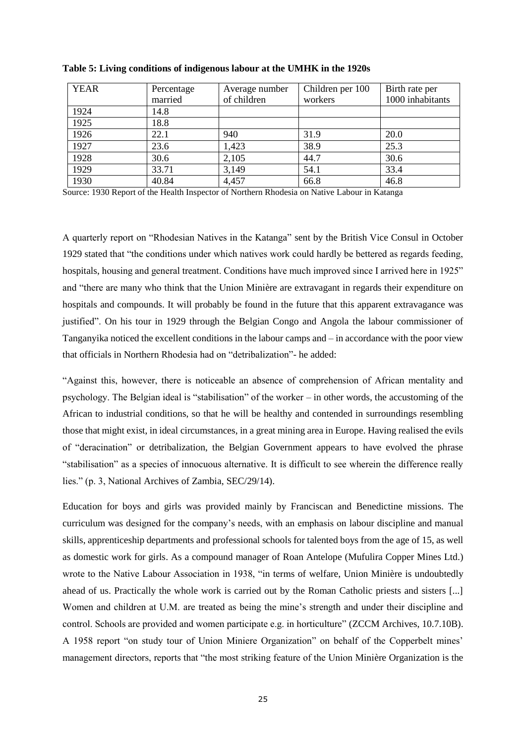**Table 5: Living conditions of indigenous labour at the UMHK in the 1920s**

| YEAR | Percentage married | Average number of children | Children per 100 workers | Birth rate per 1000 inhabitants |
|---|---|---|---|---|
| 1924 | 14.8 | | | |
| 1925 | 18.8 | | | |
| 1926 | 22.1 | 940 | 31.9 | 20.0 |
| 1927 | 23.6 | 1,423 | 38.9 | 25.3 |
| 1928 | 30.6 | 2,105 | 44.7 | 30.6 |
| 1929 | 33.71 | 3,149 | 54.1 | 33.4 |
| 1930 | 40.84 | 4,457 | 66.8 | 46.8 |

Source: 1930 Report of the Health Inspector of Northern Rhodesia on Native Labour in Katanga

A quarterly report on "Rhodesian Natives in the Katanga" sent by the British Vice Consul in October 1929 stated that "the conditions under which natives work could hardly be bettered as regards feeding, hospitals, housing and general treatment. Conditions have much improved since I arrived here in 1925" and "there are many who think that the Union Minière are extravagant in regards their expenditure on hospitals and compounds. It will probably be found in the future that this apparent extravagance was justified". On his tour in 1929 through the Belgian Congo and Angola the labour commissioner of Tanganyika noticed the excellent conditions in the labour camps and – in accordance with the poor view that officials in Northern Rhodesia had on "detribalization"- he added:

"Against this, however, there is noticeable an absence of comprehension of African mentality and psychology. The Belgian ideal is "stabilisation" of the worker – in other words, the accustoming of the African to industrial conditions, so that he will be healthy and contended in surroundings resembling those that might exist, in ideal circumstances, in a great mining area in Europe. Having realised the evils of "deracination" or detribalization, the Belgian Government appears to have evolved the phrase "stabilisation" as a species of innocuous alternative. It is difficult to see wherein the difference really lies." (p. 3, National Archives of Zambia, SEC/29/14).

Education for boys and girls was provided mainly by Franciscan and Benedictine missions. The curriculum was designed for the company's needs, with an emphasis on labour discipline and manual skills, apprenticeship departments and professional schools for talented boys from the age of 15, as well as domestic work for girls. As a compound manager of Roan Antelope (Mufulira Copper Mines Ltd.) wrote to the Native Labour Association in 1938, "in terms of welfare, Union Minière is undoubtedly ahead of us. Practically the whole work is carried out by the Roman Catholic priests and sisters [...] Women and children at U.M. are treated as being the mine's strength and under their discipline and control. Schools are provided and women participate e.g. in horticulture" (ZCCM Archives, 10.7.10B). A 1958 report "on study tour of Union Miniere Organization" on behalf of the Copperbelt mines' management directors, reports that "the most striking feature of the Union Minière Organization is the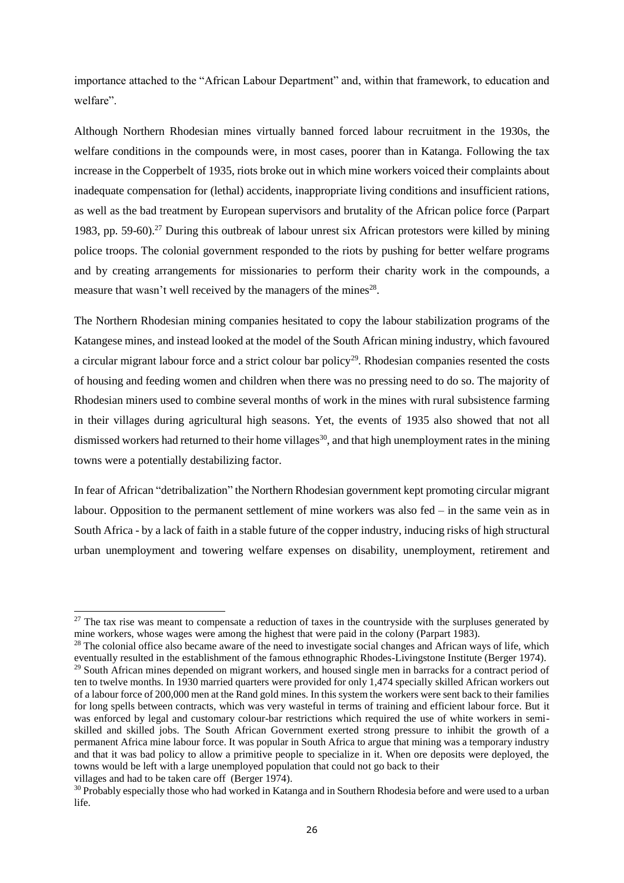importance attached to the "African Labour Department" and, within that framework, to education and welfare".

Although Northern Rhodesian mines virtually banned forced labour recruitment in the 1930s, the welfare conditions in the compounds were, in most cases, poorer than in Katanga. Following the tax increase in the Copperbelt of 1935, riots broke out in which mine workers voiced their complaints about inadequate compensation for (lethal) accidents, inappropriate living conditions and insufficient rations, as well as the bad treatment by European supervisors and brutality of the African police force (Parpart 1983, pp. 59-60).[27] During this outbreak of labour unrest six African protestors were killed by mining police troops. The colonial government responded to the riots by pushing for better welfare programs and by creating arrangements for missionaries to perform their charity work in the compounds, a measure that wasn't well received by the managers of the mines[28].

The Northern Rhodesian mining companies hesitated to copy the labour stabilization programs of the Katangese mines, and instead looked at the model of the South African mining industry, which favoured a circular migrant labour force and a strict colour bar policy[29]. Rhodesian companies resented the costs of housing and feeding women and children when there was no pressing need to do so. The majority of Rhodesian miners used to combine several months of work in the mines with rural subsistence farming in their villages during agricultural high seasons. Yet, the events of 1935 also showed that not all dismissed workers had returned to their home villages[30], and that high unemployment rates in the mining towns were a potentially destabilizing factor.

In fear of African "detribalization" the Northern Rhodesian government kept promoting circular migrant labour. Opposition to the permanent settlement of mine workers was also fed – in the same vein as in South Africa - by a lack of faith in a stable future of the copper industry, inducing risks of high structural urban unemployment and towering welfare expenses on disability, unemployment, retirement and

---

[27] The tax rise was meant to compensate a reduction of taxes in the countryside with the surpluses generated by mine workers, whose wages were among the highest that were paid in the colony (Parpart 1983).

[28] The colonial office also became aware of the need to investigate social changes and African ways of life, which eventually resulted in the establishment of the famous ethnographic Rhodes-Livingstone Institute (Berger 1974).

[29] South African mines depended on migrant workers, and housed single men in barracks for a contract period of ten to twelve months. In 1930 married quarters were provided for only 1,474 specially skilled African workers out of a labour force of 200,000 men at the Rand gold mines. In this system the workers were sent back to their families for long spells between contracts, which was very wasteful in terms of training and efficient labour force. But it was enforced by legal and customary colour-bar restrictions which required the use of white workers in semi-skilled and skilled jobs. The South African Government exerted strong pressure to inhibit the growth of a permanent Africa mine labour force. It was popular in South Africa to argue that mining was a temporary industry and that it was bad policy to allow a primitive people to specialize in it. When ore deposits were deployed, the towns would be left with a large unemployed population that could not go back to their villages and had to be taken care off (Berger 1974).

[30] Probably especially those who had worked in Katanga and in Southern Rhodesia before and were used to a urban life.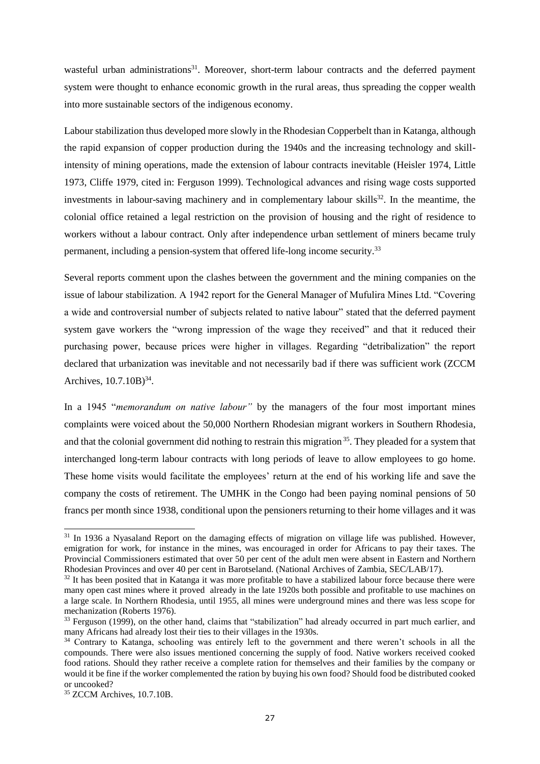wasteful urban administrations[31]. Moreover, short-term labour contracts and the deferred payment system were thought to enhance economic growth in the rural areas, thus spreading the copper wealth into more sustainable sectors of the indigenous economy.

Labour stabilization thus developed more slowly in the Rhodesian Copperbelt than in Katanga, although the rapid expansion of copper production during the 1940s and the increasing technology and skill-intensity of mining operations, made the extension of labour contracts inevitable (Heisler 1974, Little 1973, Cliffe 1979, cited in: Ferguson 1999). Technological advances and rising wage costs supported investments in labour-saving machinery and in complementary labour skills[32]. In the meantime, the colonial office retained a legal restriction on the provision of housing and the right of residence to workers without a labour contract. Only after independence urban settlement of miners became truly permanent, including a pension-system that offered life-long income security.[33]

Several reports comment upon the clashes between the government and the mining companies on the issue of labour stabilization. A 1942 report for the General Manager of Mufulira Mines Ltd. "Covering a wide and controversial number of subjects related to native labour" stated that the deferred payment system gave workers the "wrong impression of the wage they received" and that it reduced their purchasing power, because prices were higher in villages. Regarding "detribalization" the report declared that urbanization was inevitable and not necessarily bad if there was sufficient work (ZCCM Archives, 10.7.10B)[34].

In a 1945 "*memorandum on native labour"* by the managers of the four most important mines complaints were voiced about the 50,000 Northern Rhodesian migrant workers in Southern Rhodesia, and that the colonial government did nothing to restrain this migration[35]. They pleaded for a system that interchanged long-term labour contracts with long periods of leave to allow employees to go home. These home visits would facilitate the employees' return at the end of his working life and save the company the costs of retirement. The UMHK in the Congo had been paying nominal pensions of 50 francs per month since 1938, conditional upon the pensioners returning to their home villages and it was

---

[31] In 1936 a Nyasaland Report on the damaging effects of migration on village life was published. However, emigration for work, for instance in the mines, was encouraged in order for Africans to pay their taxes. The Provincial Commissioners estimated that over 50 per cent of the adult men were absent in Eastern and Northern Rhodesian Provinces and over 40 per cent in Barotseland. (National Archives of Zambia, SEC/LAB/17).

[32] It has been posited that in Katanga it was more profitable to have a stabilized labour force because there were many open cast mines where it proved already in the late 1920s both possible and profitable to use machines on a large scale. In Northern Rhodesia, until 1955, all mines were underground mines and there was less scope for mechanization (Roberts 1976).

[33] Ferguson (1999), on the other hand, claims that "stabilization" had already occurred in part much earlier, and many Africans had already lost their ties to their villages in the 1930s.

[34] Contrary to Katanga, schooling was entirely left to the government and there weren't schools in all the compounds. There were also issues mentioned concerning the supply of food. Native workers received cooked food rations. Should they rather receive a complete ration for themselves and their families by the company or would it be fine if the worker complemented the ration by buying his own food? Should food be distributed cooked or uncooked?

[35] ZCCM Archives, 10.7.10B.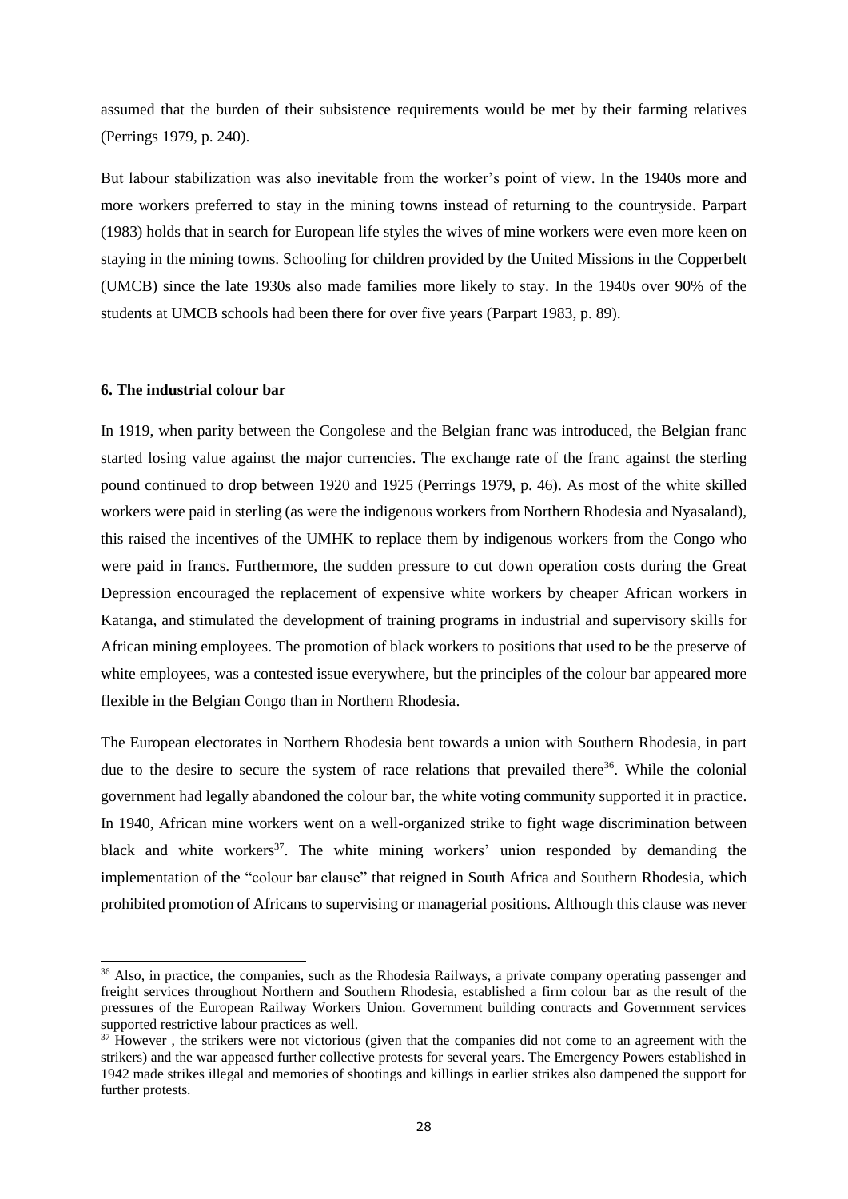assumed that the burden of their subsistence requirements would be met by their farming relatives (Perrings 1979, p. 240).

But labour stabilization was also inevitable from the worker's point of view. In the 1940s more and more workers preferred to stay in the mining towns instead of returning to the countryside. Parpart (1983) holds that in search for European life styles the wives of mine workers were even more keen on staying in the mining towns. Schooling for children provided by the United Missions in the Copperbelt (UMCB) since the late 1930s also made families more likely to stay. In the 1940s over 90% of the students at UMCB schools had been there for over five years (Parpart 1983, p. 89).

### 6. The industrial colour bar

In 1919, when parity between the Congolese and the Belgian franc was introduced, the Belgian franc started losing value against the major currencies. The exchange rate of the franc against the sterling pound continued to drop between 1920 and 1925 (Perrings 1979, p. 46). As most of the white skilled workers were paid in sterling (as were the indigenous workers from Northern Rhodesia and Nyasaland), this raised the incentives of the UMHK to replace them by indigenous workers from the Congo who were paid in francs. Furthermore, the sudden pressure to cut down operation costs during the Great Depression encouraged the replacement of expensive white workers by cheaper African workers in Katanga, and stimulated the development of training programs in industrial and supervisory skills for African mining employees. The promotion of black workers to positions that used to be the preserve of white employees, was a contested issue everywhere, but the principles of the colour bar appeared more flexible in the Belgian Congo than in Northern Rhodesia.

The European electorates in Northern Rhodesia bent towards a union with Southern Rhodesia, in part due to the desire to secure the system of race relations that prevailed there[36]. While the colonial government had legally abandoned the colour bar, the white voting community supported it in practice. In 1940, African mine workers went on a well-organized strike to fight wage discrimination between black and white workers[37]. The white mining workers' union responded by demanding the implementation of the "colour bar clause" that reigned in South Africa and Southern Rhodesia, which prohibited promotion of Africans to supervising or managerial positions. Although this clause was never

---

[36] Also, in practice, the companies, such as the Rhodesia Railways, a private company operating passenger and freight services throughout Northern and Southern Rhodesia, established a firm colour bar as the result of the pressures of the European Railway Workers Union. Government building contracts and Government services supported restrictive labour practices as well.

[37] However , the strikers were not victorious (given that the companies did not come to an agreement with the strikers) and the war appeased further collective protests for several years. The Emergency Powers established in 1942 made strikes illegal and memories of shootings and killings in earlier strikes also dampened the support for further protests.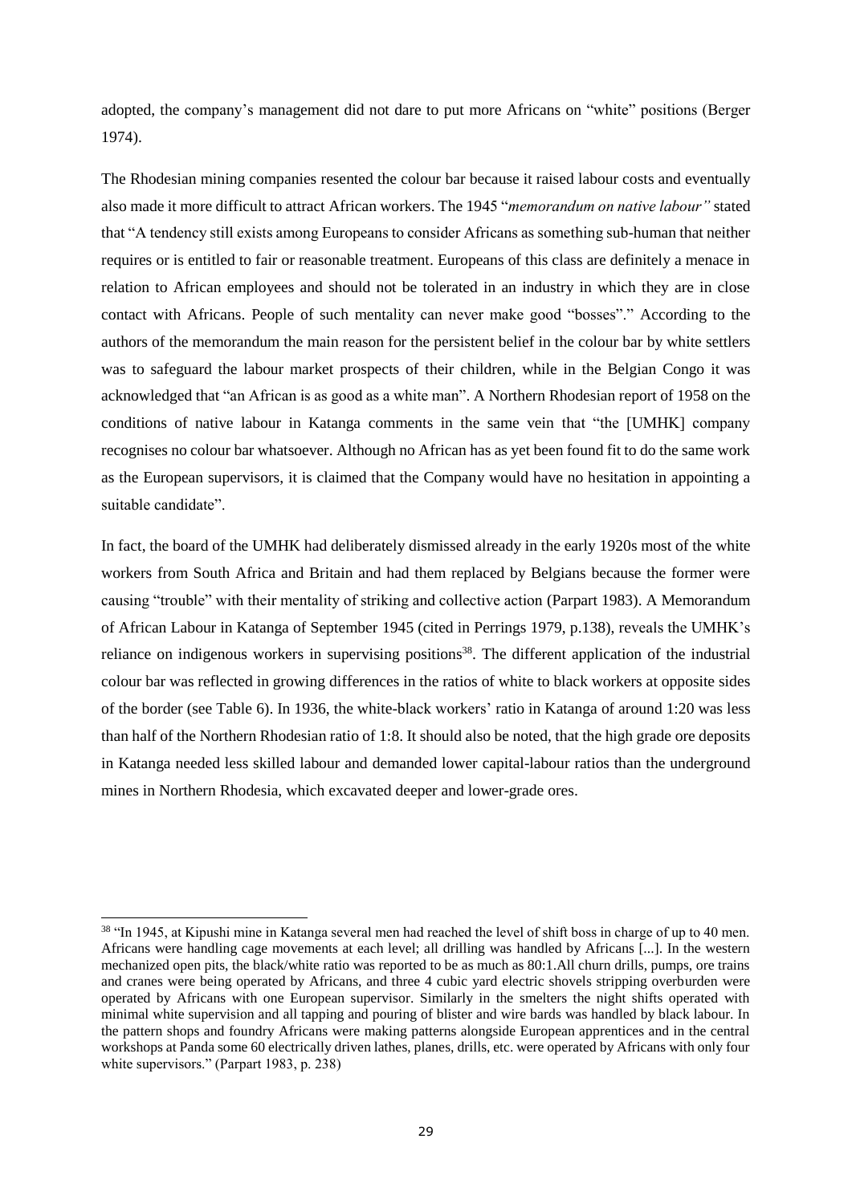adopted, the company's management did not dare to put more Africans on "white" positions (Berger 1974).

The Rhodesian mining companies resented the colour bar because it raised labour costs and eventually also made it more difficult to attract African workers. The 1945 "*memorandum on native labour"* stated that "A tendency still exists among Europeans to consider Africans as something sub-human that neither requires or is entitled to fair or reasonable treatment. Europeans of this class are definitely a menace in relation to African employees and should not be tolerated in an industry in which they are in close contact with Africans. People of such mentality can never make good "bosses"." According to the authors of the memorandum the main reason for the persistent belief in the colour bar by white settlers was to safeguard the labour market prospects of their children, while in the Belgian Congo it was acknowledged that "an African is as good as a white man". A Northern Rhodesian report of 1958 on the conditions of native labour in Katanga comments in the same vein that "the [UMHK] company recognises no colour bar whatsoever. Although no African has as yet been found fit to do the same work as the European supervisors, it is claimed that the Company would have no hesitation in appointing a suitable candidate".

In fact, the board of the UMHK had deliberately dismissed already in the early 1920s most of the white workers from South Africa and Britain and had them replaced by Belgians because the former were causing "trouble" with their mentality of striking and collective action (Parpart 1983). A Memorandum of African Labour in Katanga of September 1945 (cited in Perrings 1979, p.138), reveals the UMHK's reliance on indigenous workers in supervising positions[38]. The different application of the industrial colour bar was reflected in growing differences in the ratios of white to black workers at opposite sides of the border (see Table 6). In 1936, the white-black workers' ratio in Katanga of around 1:20 was less than half of the Northern Rhodesian ratio of 1:8. It should also be noted, that the high grade ore deposits in Katanga needed less skilled labour and demanded lower capital-labour ratios than the underground mines in Northern Rhodesia, which excavated deeper and lower-grade ores.

---

[38] "In 1945, at Kipushi mine in Katanga several men had reached the level of shift boss in charge of up to 40 men. Africans were handling cage movements at each level; all drilling was handled by Africans [...]. In the western mechanized open pits, the black/white ratio was reported to be as much as 80:1.All churn drills, pumps, ore trains and cranes were being operated by Africans, and three 4 cubic yard electric shovels stripping overburden were operated by Africans with one European supervisor. Similarly in the smelters the night shifts operated with minimal white supervision and all tapping and pouring of blister and wire bards was handled by black labour. In the pattern shops and foundry Africans were making patterns alongside European apprentices and in the central workshops at Panda some 60 electrically driven lathes, planes, drills, etc. were operated by Africans with only four white supervisors." (Parpart 1983, p. 238)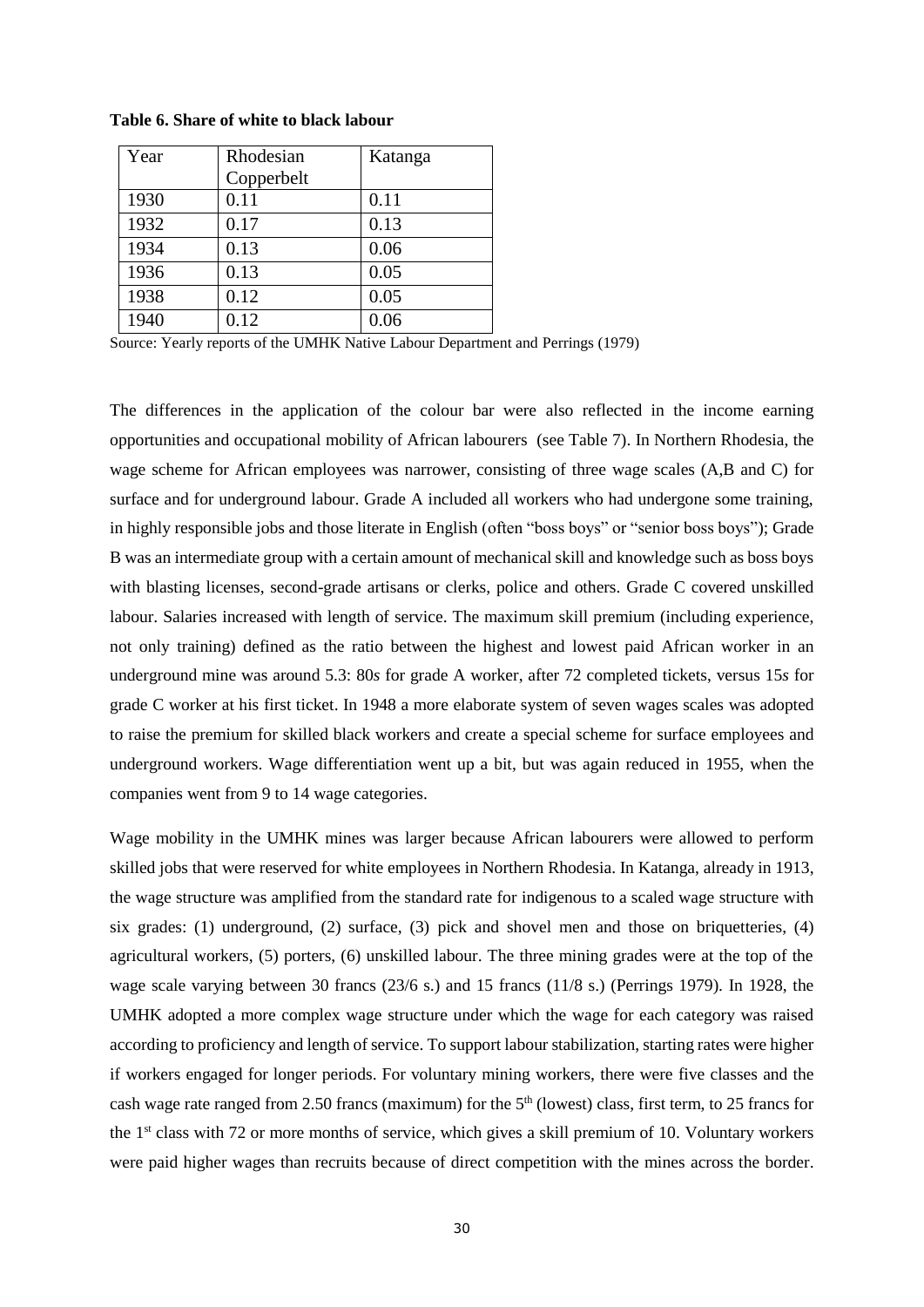**Table 6. Share of white to black labour**

| Year | Rhodesian Copperbelt | Katanga |
|---|---|---|
| 1930 | 0.11 | 0.11 |
| 1932 | 0.17 | 0.13 |
| 1934 | 0.13 | 0.06 |
| 1936 | 0.13 | 0.05 |
| 1938 | 0.12 | 0.05 |
| 1940 | 0.12 | 0.06 |

Source: Yearly reports of the UMHK Native Labour Department and Perrings (1979)

The differences in the application of the colour bar were also reflected in the income earning opportunities and occupational mobility of African labourers (see Table 7). In Northern Rhodesia, the wage scheme for African employees was narrower, consisting of three wage scales (A,B and C) for surface and for underground labour. Grade A included all workers who had undergone some training, in highly responsible jobs and those literate in English (often "boss boys" or "senior boss boys"); Grade B was an intermediate group with a certain amount of mechanical skill and knowledge such as boss boys with blasting licenses, second-grade artisans or clerks, police and others. Grade C covered unskilled labour. Salaries increased with length of service. The maximum skill premium (including experience, not only training) defined as the ratio between the highest and lowest paid African worker in an underground mine was around 5.3: 80*s* for grade A worker, after 72 completed tickets, versus 15*s* for grade C worker at his first ticket. In 1948 a more elaborate system of seven wages scales was adopted to raise the premium for skilled black workers and create a special scheme for surface employees and underground workers. Wage differentiation went up a bit, but was again reduced in 1955, when the companies went from 9 to 14 wage categories.

Wage mobility in the UMHK mines was larger because African labourers were allowed to perform skilled jobs that were reserved for white employees in Northern Rhodesia. In Katanga, already in 1913, the wage structure was amplified from the standard rate for indigenous to a scaled wage structure with six grades: (1) underground, (2) surface, (3) pick and shovel men and those on briquetteries, (4) agricultural workers, (5) porters, (6) unskilled labour. The three mining grades were at the top of the wage scale varying between 30 francs (23/6 s.) and 15 francs (11/8 s.) (Perrings 1979). In 1928, the UMHK adopted a more complex wage structure under which the wage for each category was raised according to proficiency and length of service. To support labour stabilization, starting rates were higher if workers engaged for longer periods. For voluntary mining workers, there were five classes and the cash wage rate ranged from 2.50 francs (maximum) for the 5th (lowest) class, first term, to 25 francs for the 1st class with 72 or more months of service, which gives a skill premium of 10. Voluntary workers were paid higher wages than recruits because of direct competition with the mines across the border.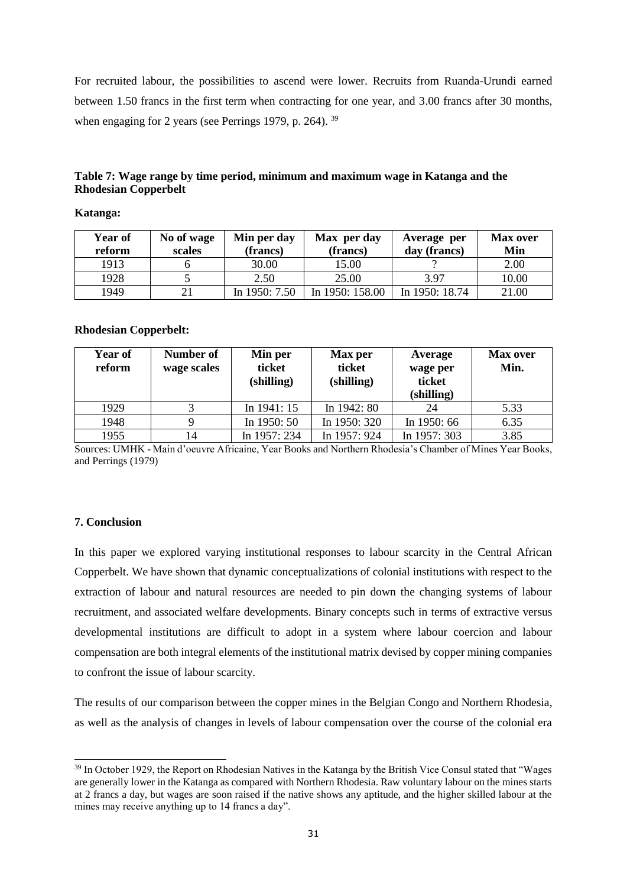For recruited labour, the possibilities to ascend were lower. Recruits from Ruanda-Urundi earned between 1.50 francs in the first term when contracting for one year, and 3.00 francs after 30 months, when engaging for 2 years (see Perrings 1979, p. 264). [39]

**Table 7: Wage range by time period, minimum and maximum wage in Katanga and the Rhodesian Copperbelt**

**Katanga:**

| Year of reform | No of wage scales | Min per day (francs) | Max per day (francs) | Average per day (francs) | Max over Min |
|---|---|---|---|---|---|
| 1913 | 6 | 30.00 | 15.00 | ? | 2.00 |
| 1928 | 5 | 2.50 | 25.00 | 3.97 | 10.00 |
| 1949 | 21 | In 1950: 7.50 | In 1950: 158.00 | In 1950: 18.74 | 21.00 |

**Rhodesian Copperbelt:**

| Year of reform | Number of wage scales | Min per ticket (shilling) | Max per ticket (shilling) | Average wage per ticket (shilling) | Max over Min. |
|---|---|---|---|---|---|
| 1929 | 3 | In 1941: 15 | In 1942: 80 | 24 | 5.33 |
| 1948 | 9 | In 1950: 50 | In 1950: 320 | In 1950: 66 | 6.35 |
| 1955 | 14 | In 1957: 234 | In 1957: 924 | In 1957: 303 | 3.85 |

Sources: UMHK - Main d'oeuvre Africaine, Year Books and Northern Rhodesia's Chamber of Mines Year Books, and Perrings (1979)

## 7. Conclusion

In this paper we explored varying institutional responses to labour scarcity in the Central African Copperbelt. We have shown that dynamic conceptualizations of colonial institutions with respect to the extraction of labour and natural resources are needed to pin down the changing systems of labour recruitment, and associated welfare developments. Binary concepts such in terms of extractive versus developmental institutions are difficult to adopt in a system where labour coercion and labour compensation are both integral elements of the institutional matrix devised by copper mining companies to confront the issue of labour scarcity.

The results of our comparison between the copper mines in the Belgian Congo and Northern Rhodesia, as well as the analysis of changes in levels of labour compensation over the course of the colonial era

[39] In October 1929, the Report on Rhodesian Natives in the Katanga by the British Vice Consul stated that "Wages are generally lower in the Katanga as compared with Northern Rhodesia. Raw voluntary labour on the mines starts at 2 francs a day, but wages are soon raised if the native shows any aptitude, and the higher skilled labour at the mines may receive anything up to 14 francs a day".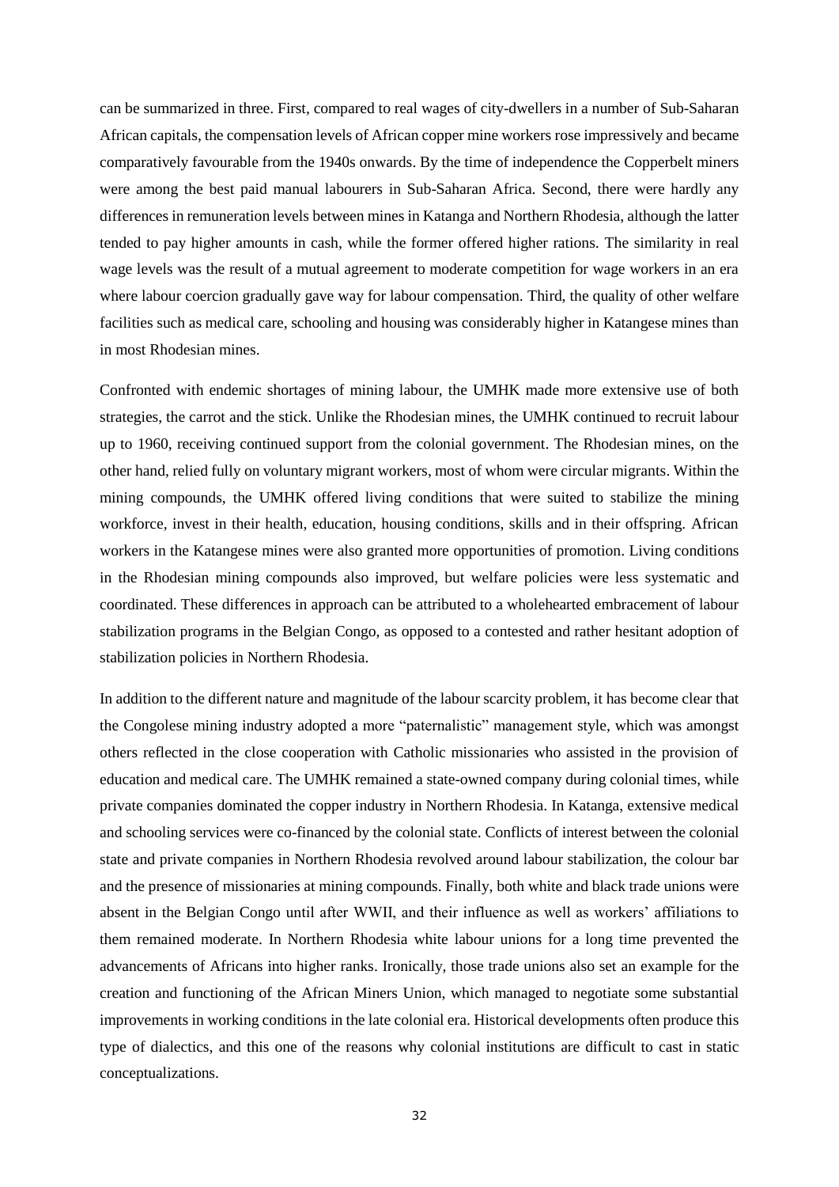can be summarized in three. First, compared to real wages of city-dwellers in a number of Sub-Saharan African capitals, the compensation levels of African copper mine workers rose impressively and became comparatively favourable from the 1940s onwards. By the time of independence the Copperbelt miners were among the best paid manual labourers in Sub-Saharan Africa. Second, there were hardly any differences in remuneration levels between mines in Katanga and Northern Rhodesia, although the latter tended to pay higher amounts in cash, while the former offered higher rations. The similarity in real wage levels was the result of a mutual agreement to moderate competition for wage workers in an era where labour coercion gradually gave way for labour compensation. Third, the quality of other welfare facilities such as medical care, schooling and housing was considerably higher in Katangese mines than in most Rhodesian mines.

Confronted with endemic shortages of mining labour, the UMHK made more extensive use of both strategies, the carrot and the stick. Unlike the Rhodesian mines, the UMHK continued to recruit labour up to 1960, receiving continued support from the colonial government. The Rhodesian mines, on the other hand, relied fully on voluntary migrant workers, most of whom were circular migrants. Within the mining compounds, the UMHK offered living conditions that were suited to stabilize the mining workforce, invest in their health, education, housing conditions, skills and in their offspring. African workers in the Katangese mines were also granted more opportunities of promotion. Living conditions in the Rhodesian mining compounds also improved, but welfare policies were less systematic and coordinated. These differences in approach can be attributed to a wholehearted embracement of labour stabilization programs in the Belgian Congo, as opposed to a contested and rather hesitant adoption of stabilization policies in Northern Rhodesia.

In addition to the different nature and magnitude of the labour scarcity problem, it has become clear that the Congolese mining industry adopted a more "paternalistic" management style, which was amongst others reflected in the close cooperation with Catholic missionaries who assisted in the provision of education and medical care. The UMHK remained a state-owned company during colonial times, while private companies dominated the copper industry in Northern Rhodesia. In Katanga, extensive medical and schooling services were co-financed by the colonial state. Conflicts of interest between the colonial state and private companies in Northern Rhodesia revolved around labour stabilization, the colour bar and the presence of missionaries at mining compounds. Finally, both white and black trade unions were absent in the Belgian Congo until after WWII, and their influence as well as workers' affiliations to them remained moderate. In Northern Rhodesia white labour unions for a long time prevented the advancements of Africans into higher ranks. Ironically, those trade unions also set an example for the creation and functioning of the African Miners Union, which managed to negotiate some substantial improvements in working conditions in the late colonial era. Historical developments often produce this type of dialectics, and this one of the reasons why colonial institutions are difficult to cast in static conceptualizations.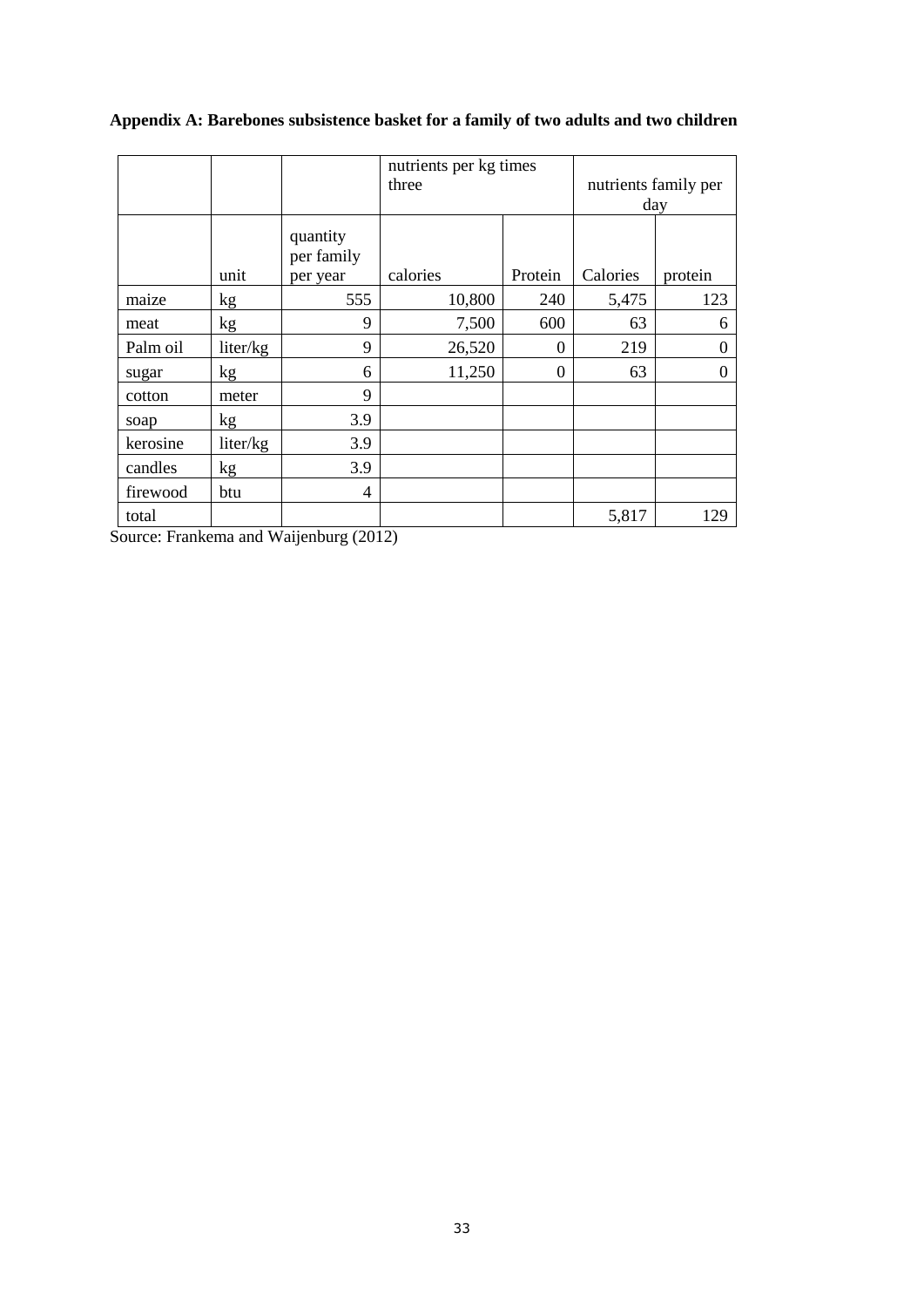**Appendix A: Barebones subsistence basket for a family of two adults and two children**

| | | | nutrients per kg times three | | nutrients family per day | |
|---|---|---|---|---|---|---|
| | unit | quantity per family per year | calories | Protein | Calories | protein |
| maize | kg | 555 | 10,800 | 240 | 5,475 | 123 |
| meat | kg | 9 | 7,500 | 600 | 63 | 6 |
| Palm oil | liter/kg | 9 | 26,520 | 0 | 219 | 0 |
| sugar | kg | 6 | 11,250 | 0 | 63 | 0 |
| cotton | meter | 9 | | | | |
| soap | kg | 3.9 | | | | |
| kerosine | liter/kg | 3.9 | | | | |
| candles | kg | 3.9 | | | | |
| firewood | btu | 4 | | | | |
| total | | | | | 5,817 | 129 |

Source: Frankema and Waijenburg (2012)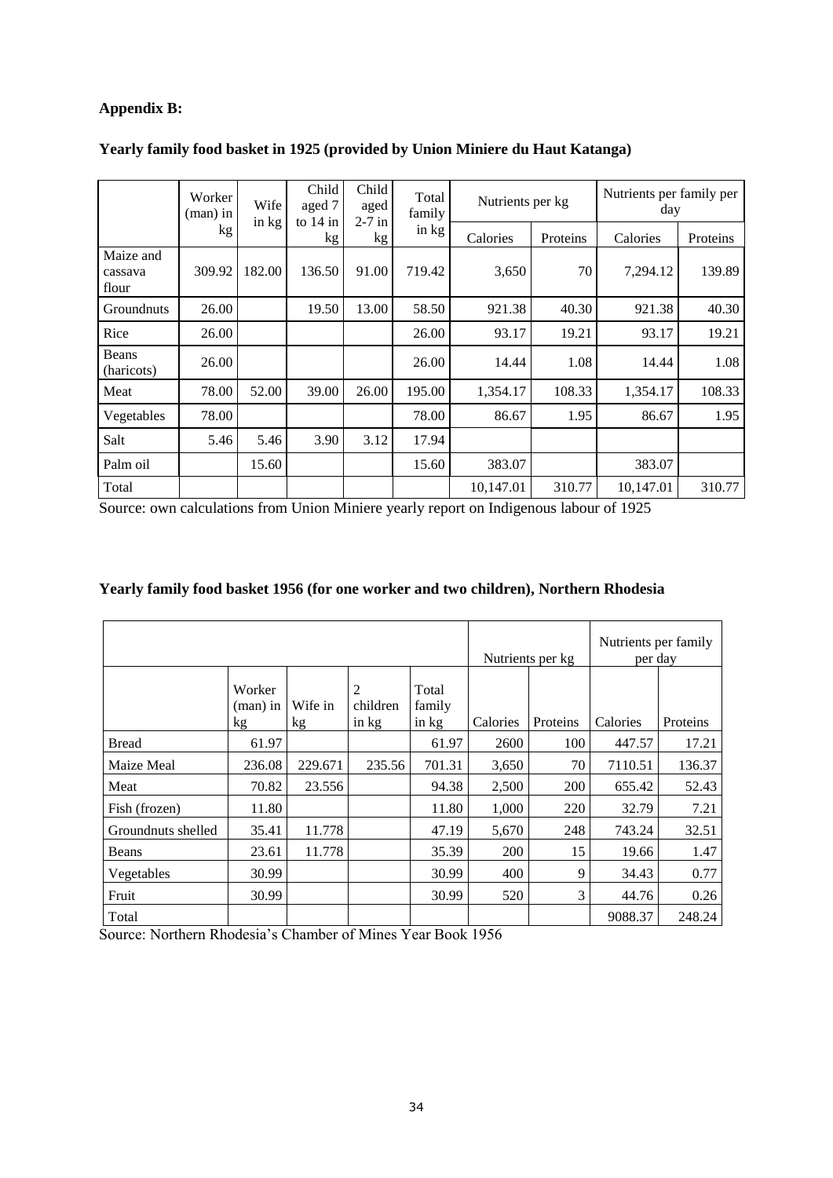**Appendix B:**

**Yearly family food basket in 1925 (provided by Union Miniere du Haut Katanga)**

| | Worker (man) in kg | Wife in kg | Child aged 7 to 14 in kg | Child aged 2-7 in kg | Total family in kg | Nutrients per kg | | Nutrients per family per day | |
|---|---|---|---|---|---|---|---|---|---|
| | | | | | | Calories | Proteins | Calories | Proteins |
| Maize and cassava flour | 309.92 | 182.00 | 136.50 | 91.00 | 719.42 | 3,650 | 70 | 7,294.12 | 139.89 |
| Groundnuts | 26.00 | | 19.50 | 13.00 | 58.50 | 921.38 | 40.30 | 921.38 | 40.30 |
| Rice | 26.00 | | | | 26.00 | 93.17 | 19.21 | 93.17 | 19.21 |
| Beans (haricots) | 26.00 | | | | 26.00 | 14.44 | 1.08 | 14.44 | 1.08 |
| Meat | 78.00 | 52.00 | 39.00 | 26.00 | 195.00 | 1,354.17 | 108.33 | 1,354.17 | 108.33 |
| Vegetables | 78.00 | | | | 78.00 | 86.67 | 1.95 | 86.67 | 1.95 |
| Salt | 5.46 | 5.46 | 3.90 | 3.12 | 17.94 | | | | |
| Palm oil | | 15.60 | | | 15.60 | 383.07 | | 383.07 | |
| Total | | | | | | 10,147.01 | 310.77 | 10,147.01 | 310.77 |

Source: own calculations from Union Miniere yearly report on Indigenous labour of 1925

**Yearly family food basket 1956 (for one worker and two children), Northern Rhodesia**

| | | | | | Nutrients per kg | | Nutrients per family per day | |
|---|---|---|---|---|---|---|---|---|
| | Worker (man) in kg | Wife in kg | 2 children in kg | Total family in kg | Calories | Proteins | Calories | Proteins |
| Bread | 61.97 | | | 61.97 | 2600 | 100 | 447.57 | 17.21 |
| Maize Meal | 236.08 | 229.671 | 235.56 | 701.31 | 3,650 | 70 | 7110.51 | 136.37 |
| Meat | 70.82 | 23.556 | | 94.38 | 2,500 | 200 | 655.42 | 52.43 |
| Fish (frozen) | 11.80 | | | 11.80 | 1,000 | 220 | 32.79 | 7.21 |
| Groundnuts shelled | 35.41 | 11.778 | | 47.19 | 5,670 | 248 | 743.24 | 32.51 |
| Beans | 23.61 | 11.778 | | 35.39 | 200 | 15 | 19.66 | 1.47 |
| Vegetables | 30.99 | | | 30.99 | 400 | 9 | 34.43 | 0.77 |
| Fruit | 30.99 | | | 30.99 | 520 | 3 | 44.76 | 0.26 |
| Total | | | | | | | 9088.37 | 248.24 |

Source: Northern Rhodesia's Chamber of Mines Year Book 1956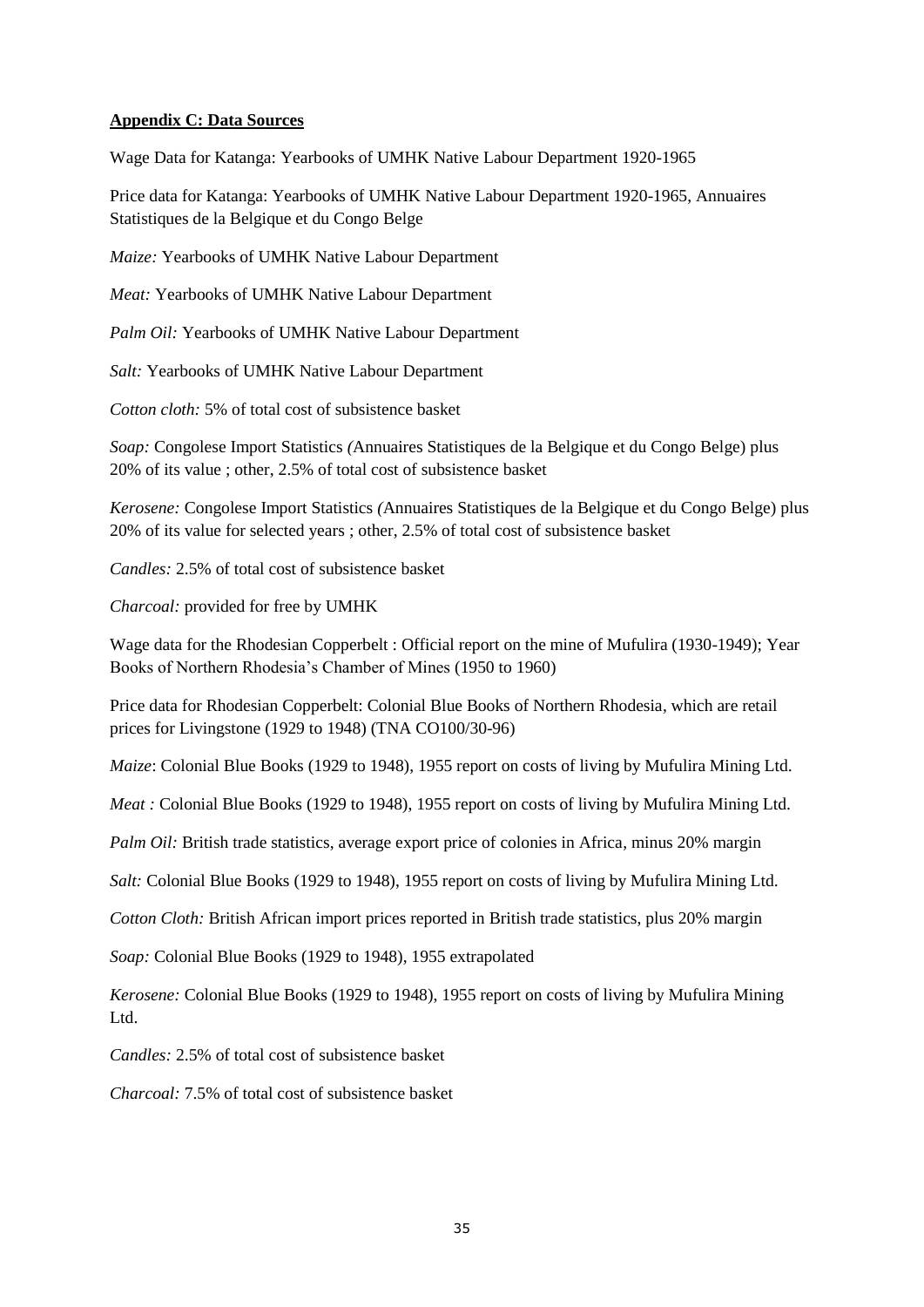**Appendix C: Data Sources**

Wage Data for Katanga: Yearbooks of UMHK Native Labour Department 1920-1965

Price data for Katanga: Yearbooks of UMHK Native Labour Department 1920-1965, Annuaires Statistiques de la Belgique et du Congo Belge

*Maize:* Yearbooks of UMHK Native Labour Department

*Meat:* Yearbooks of UMHK Native Labour Department

*Palm Oil:* Yearbooks of UMHK Native Labour Department

*Salt:* Yearbooks of UMHK Native Labour Department

*Cotton cloth:* 5% of total cost of subsistence basket

*Soap:* Congolese Import Statistics *(*Annuaires Statistiques de la Belgique et du Congo Belge) plus 20% of its value ; other, 2.5% of total cost of subsistence basket

*Kerosene:* Congolese Import Statistics *(*Annuaires Statistiques de la Belgique et du Congo Belge) plus 20% of its value for selected years ; other, 2.5% of total cost of subsistence basket

*Candles:* 2.5% of total cost of subsistence basket

*Charcoal:* provided for free by UMHK

Wage data for the Rhodesian Copperbelt : Official report on the mine of Mufulira (1930-1949); Year Books of Northern Rhodesia's Chamber of Mines (1950 to 1960)

Price data for Rhodesian Copperbelt: Colonial Blue Books of Northern Rhodesia, which are retail prices for Livingstone (1929 to 1948) (TNA CO100/30-96)

*Maize*: Colonial Blue Books (1929 to 1948), 1955 report on costs of living by Mufulira Mining Ltd.

*Meat :* Colonial Blue Books (1929 to 1948), 1955 report on costs of living by Mufulira Mining Ltd.

*Palm Oil:* British trade statistics, average export price of colonies in Africa, minus 20% margin

*Salt:* Colonial Blue Books (1929 to 1948), 1955 report on costs of living by Mufulira Mining Ltd.

*Cotton Cloth:* British African import prices reported in British trade statistics, plus 20% margin

*Soap:* Colonial Blue Books (1929 to 1948), 1955 extrapolated

*Kerosene:* Colonial Blue Books (1929 to 1948), 1955 report on costs of living by Mufulira Mining Ltd.

*Candles:* 2.5% of total cost of subsistence basket

*Charcoal:* 7.5% of total cost of subsistence basket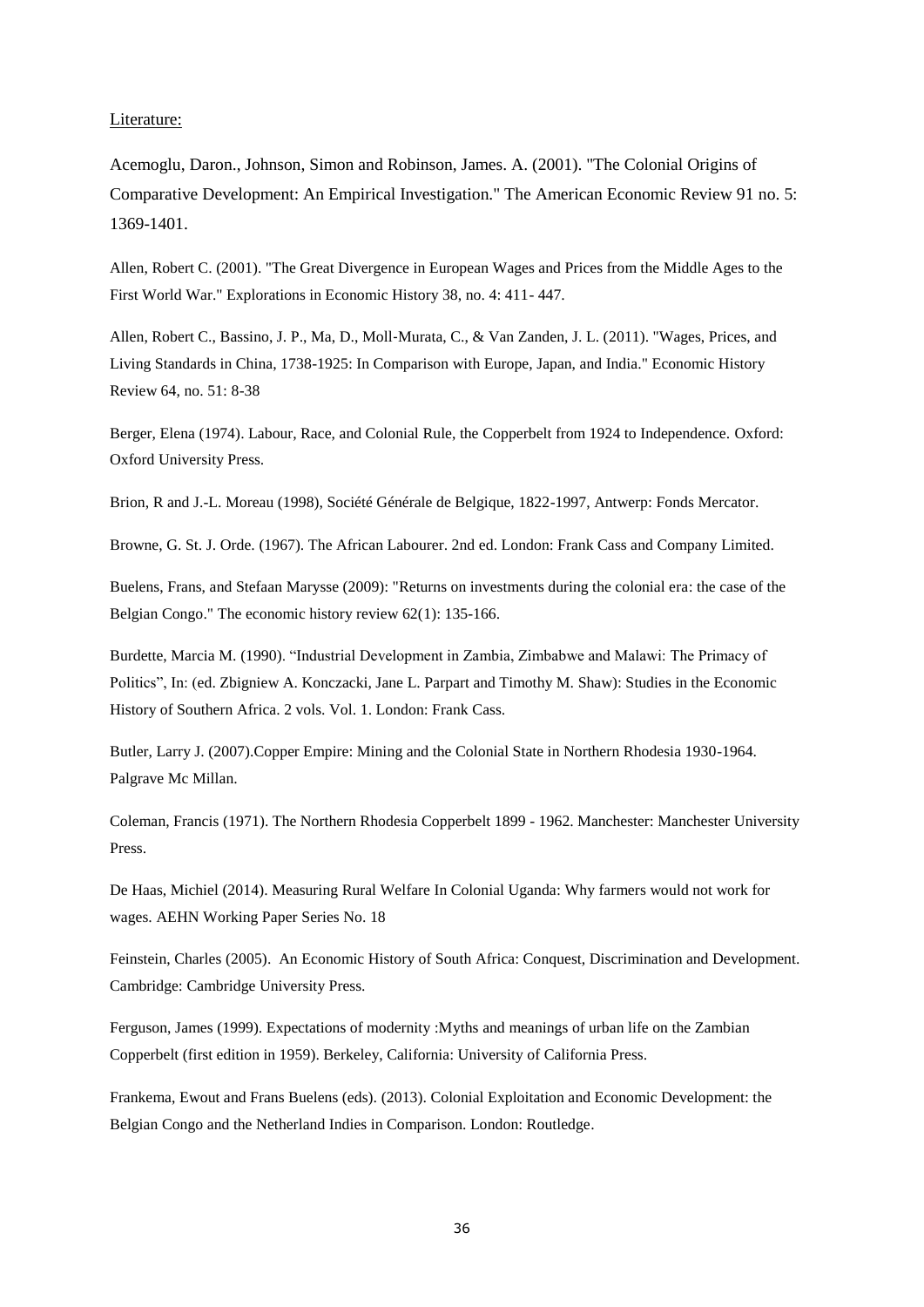Literature:

Acemoglu, Daron., Johnson, Simon and Robinson, James. A. (2001). "The Colonial Origins of Comparative Development: An Empirical Investigation." The American Economic Review 91 no. 5: 1369-1401.

Allen, Robert C. (2001). "The Great Divergence in European Wages and Prices from the Middle Ages to the First World War." Explorations in Economic History 38, no. 4: 411- 447.

Allen, Robert C., Bassino, J. P., Ma, D., Moll-Murata, C., & Van Zanden, J. L. (2011). "Wages, Prices, and Living Standards in China, 1738-1925: In Comparison with Europe, Japan, and India." Economic History Review 64, no. 51: 8-38

Berger, Elena (1974). Labour, Race, and Colonial Rule, the Copperbelt from 1924 to Independence. Oxford: Oxford University Press.

Brion, R and J.-L. Moreau (1998), Société Générale de Belgique, 1822-1997, Antwerp: Fonds Mercator.

Browne, G. St. J. Orde. (1967). The African Labourer. 2nd ed. London: Frank Cass and Company Limited.

Buelens, Frans, and Stefaan Marysse (2009): "Returns on investments during the colonial era: the case of the Belgian Congo." The economic history review 62(1): 135-166.

Burdette, Marcia M. (1990). "Industrial Development in Zambia, Zimbabwe and Malawi: The Primacy of Politics", In: (ed. Zbigniew A. Konczacki, Jane L. Parpart and Timothy M. Shaw): Studies in the Economic History of Southern Africa. 2 vols. Vol. 1. London: Frank Cass.

Butler, Larry J. (2007).Copper Empire: Mining and the Colonial State in Northern Rhodesia 1930-1964. Palgrave Mc Millan.

Coleman, Francis (1971). The Northern Rhodesia Copperbelt 1899 - 1962. Manchester: Manchester University Press.

De Haas, Michiel (2014). Measuring Rural Welfare In Colonial Uganda: Why farmers would not work for wages. AEHN Working Paper Series No. 18

Feinstein, Charles (2005). An Economic History of South Africa: Conquest, Discrimination and Development. Cambridge: Cambridge University Press.

Ferguson, James (1999). Expectations of modernity :Myths and meanings of urban life on the Zambian Copperbelt (first edition in 1959). Berkeley, California: University of California Press.

Frankema, Ewout and Frans Buelens (eds). (2013). Colonial Exploitation and Economic Development: the Belgian Congo and the Netherland Indies in Comparison. London: Routledge.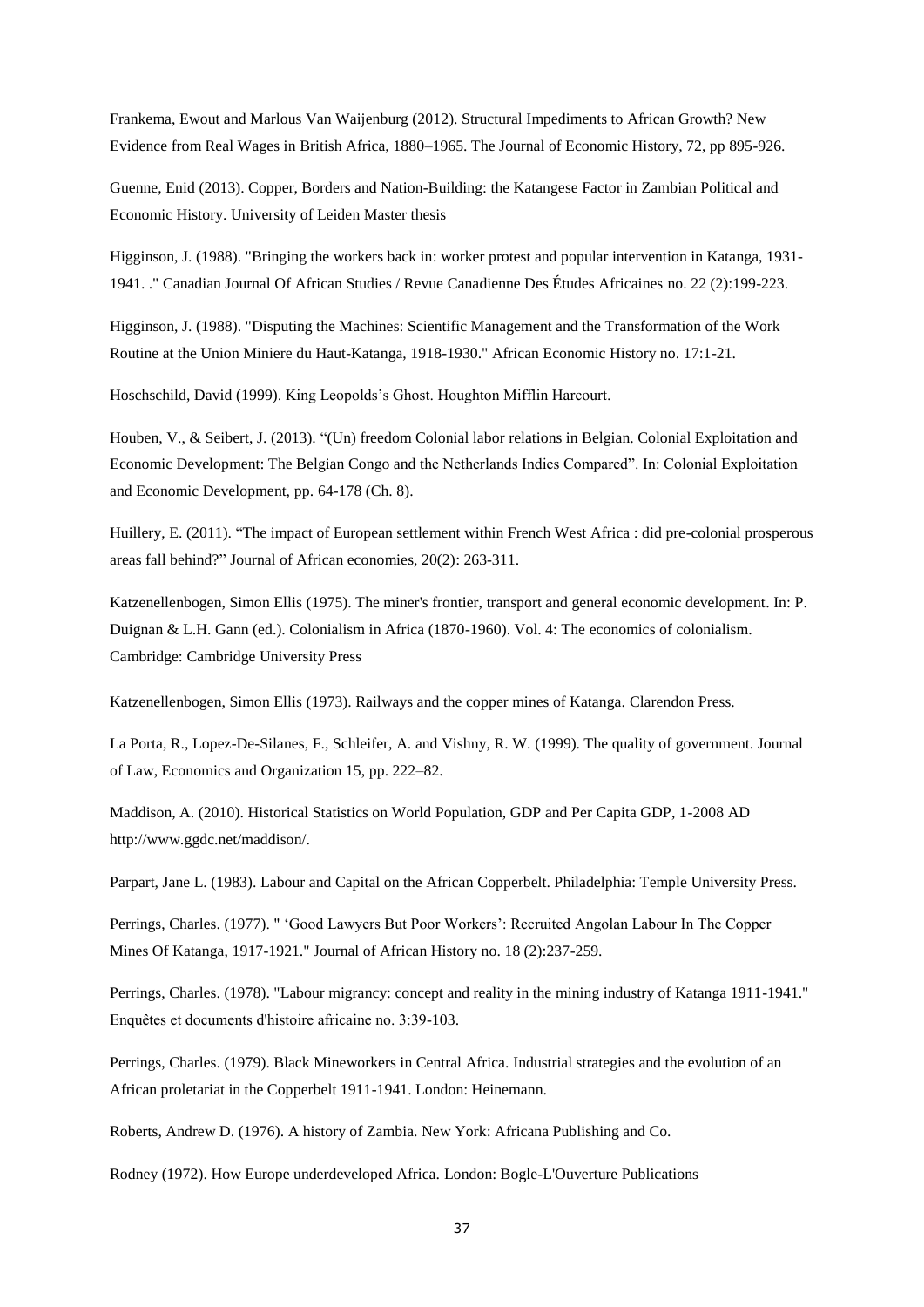Frankema, Ewout and Marlous Van Waijenburg (2012). Structural Impediments to African Growth? New Evidence from Real Wages in British Africa, 1880–1965. The Journal of Economic History, 72, pp 895-926.

Guenne, Enid (2013). Copper, Borders and Nation-Building: the Katangese Factor in Zambian Political and Economic History. University of Leiden Master thesis

Higginson, J. (1988). "Bringing the workers back in: worker protest and popular intervention in Katanga, 1931-1941. ." Canadian Journal Of African Studies / Revue Canadienne Des Études Africaines no. 22 (2):199-223.

Higginson, J. (1988). "Disputing the Machines: Scientific Management and the Transformation of the Work Routine at the Union Miniere du Haut-Katanga, 1918-1930." African Economic History no. 17:1-21.

Hoschschild, David (1999). King Leopolds's Ghost. Houghton Mifflin Harcourt.

Houben, V., & Seibert, J. (2013). "(Un) freedom Colonial labor relations in Belgian. Colonial Exploitation and Economic Development: The Belgian Congo and the Netherlands Indies Compared". In: Colonial Exploitation and Economic Development, pp. 64-178 (Ch. 8).

Huillery, E. (2011). "The impact of European settlement within French West Africa : did pre-colonial prosperous areas fall behind?" Journal of African economies, 20(2): 263-311.

Katzenellenbogen, Simon Ellis (1975). The miner's frontier, transport and general economic development. In: P. Duignan & L.H. Gann (ed.). Colonialism in Africa (1870-1960). Vol. 4: The economics of colonialism. Cambridge: Cambridge University Press

Katzenellenbogen, Simon Ellis (1973). Railways and the copper mines of Katanga. Clarendon Press.

La Porta, R., Lopez-De-Silanes, F., Schleifer, A. and Vishny, R. W. (1999). The quality of government. Journal of Law, Economics and Organization 15, pp. 222–82.

Maddison, A. (2010). Historical Statistics on World Population, GDP and Per Capita GDP, 1-2008 AD http://www.ggdc.net/maddison/.

Parpart, Jane L. (1983). Labour and Capital on the African Copperbelt. Philadelphia: Temple University Press.

Perrings, Charles. (1977). " 'Good Lawyers But Poor Workers': Recruited Angolan Labour In The Copper Mines Of Katanga, 1917-1921." Journal of African History no. 18 (2):237-259.

Perrings, Charles. (1978). "Labour migrancy: concept and reality in the mining industry of Katanga 1911-1941." Enquêtes et documents d'histoire africaine no. 3:39-103.

Perrings, Charles. (1979). Black Mineworkers in Central Africa. Industrial strategies and the evolution of an African proletariat in the Copperbelt 1911-1941. London: Heinemann.

Roberts, Andrew D. (1976). A history of Zambia. New York: Africana Publishing and Co.

Rodney (1972). How Europe underdeveloped Africa. London: Bogle-L'Ouverture Publications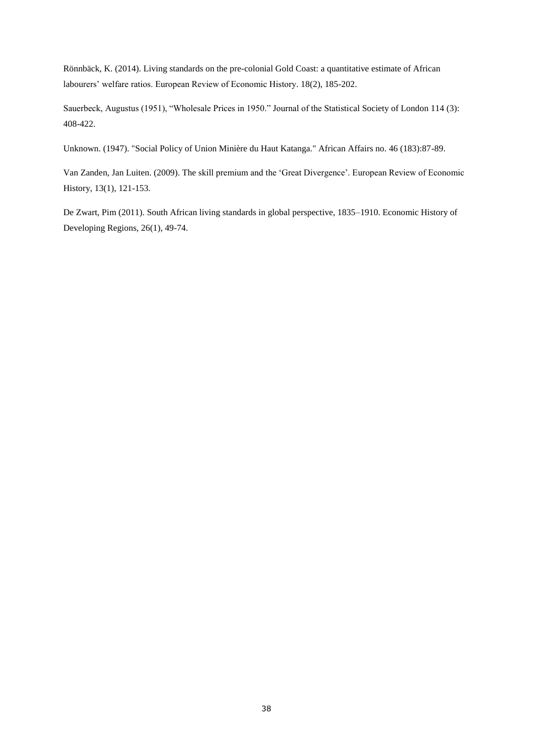Rönnbäck, K. (2014). Living standards on the pre-colonial Gold Coast: a quantitative estimate of African labourers' welfare ratios. European Review of Economic History. 18(2), 185-202.

Sauerbeck, Augustus (1951), "Wholesale Prices in 1950." Journal of the Statistical Society of London 114 (3): 408-422.

Unknown. (1947). "Social Policy of Union Minière du Haut Katanga." African Affairs no. 46 (183):87-89.

Van Zanden, Jan Luiten. (2009). The skill premium and the 'Great Divergence'. European Review of Economic History, 13(1), 121-153.

De Zwart, Pim (2011). South African living standards in global perspective, 1835–1910. Economic History of Developing Regions, 26(1), 49-74.